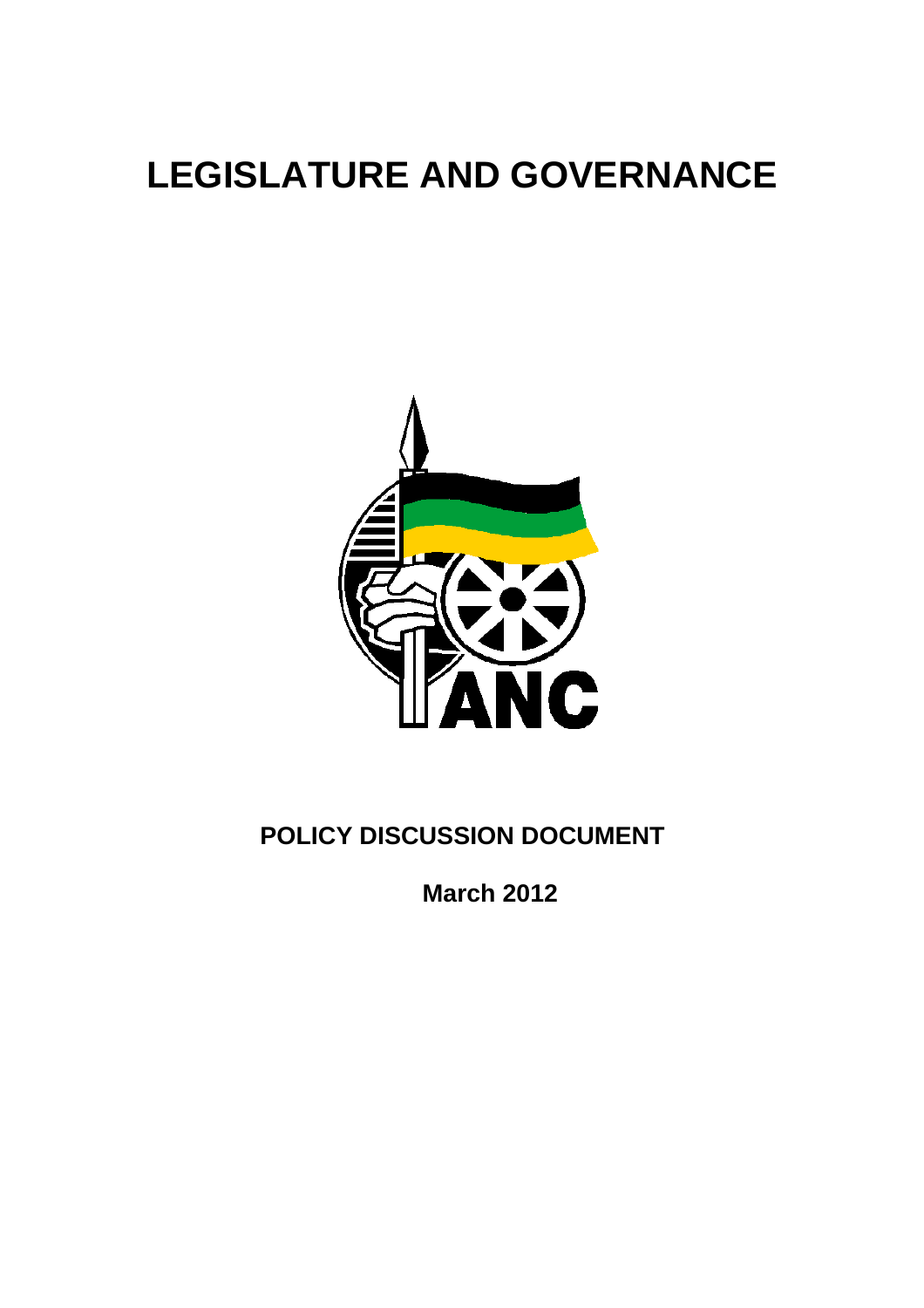# LEGISLATURE AND GOVERNANCE

ANC

**POLICY DISCUSSION DOCUMENT**

**March 2012**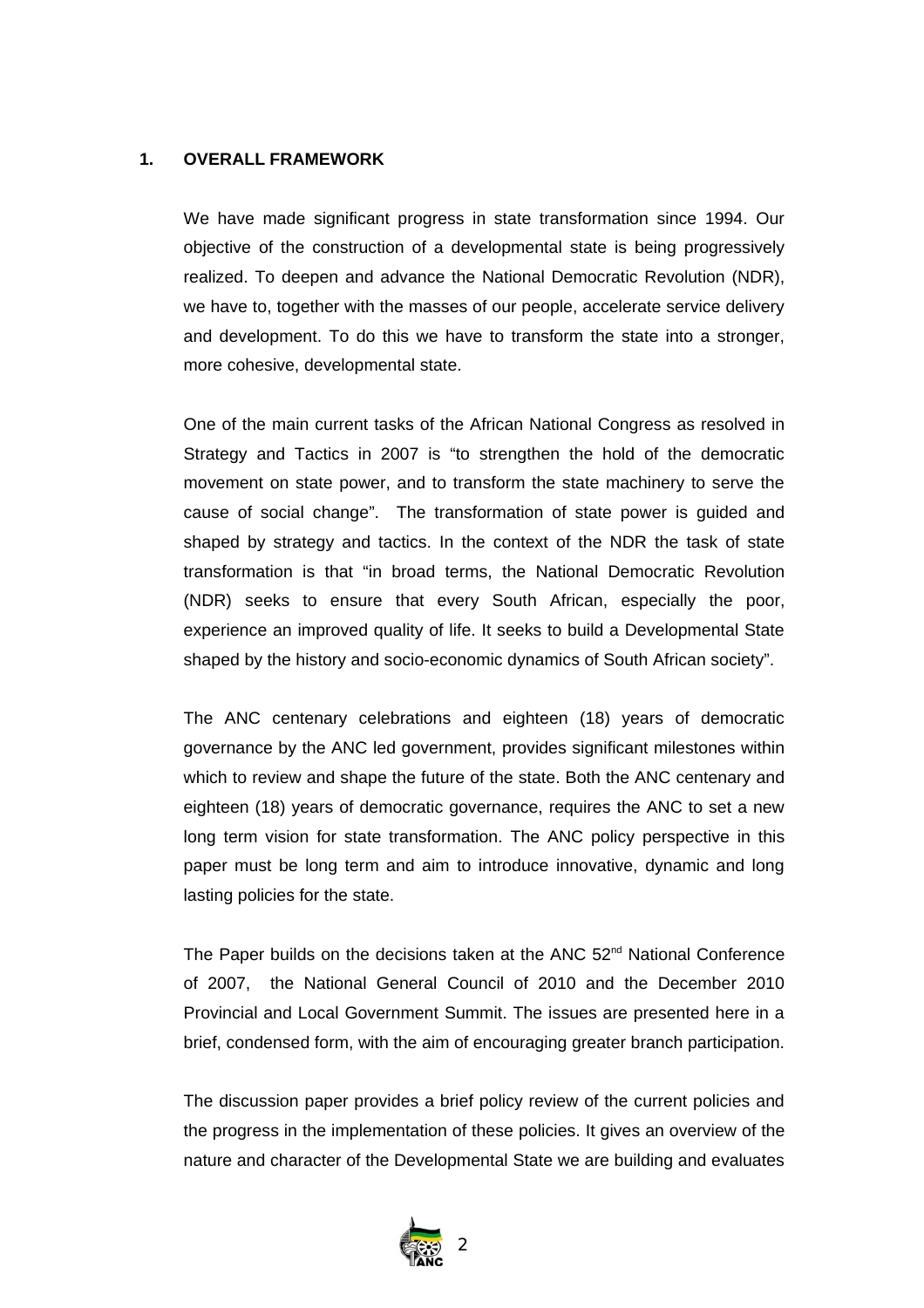## 1. OVERALL FRAMEWORK

We have made significant progress in state transformation since 1994. Our objective of the construction of a developmental state is being progressively realized. To deepen and advance the National Democratic Revolution (NDR), we have to, together with the masses of our people, accelerate service delivery and development. To do this we have to transform the state into a stronger, more cohesive, developmental state.

One of the main current tasks of the African National Congress as resolved in Strategy and Tactics in 2007 is "to strengthen the hold of the democratic movement on state power, and to transform the state machinery to serve the cause of social change". The transformation of state power is guided and shaped by strategy and tactics. In the context of the NDR the task of state transformation is that "in broad terms, the National Democratic Revolution (NDR) seeks to ensure that every South African, especially the poor, experience an improved quality of life. It seeks to build a Developmental State shaped by the history and socio-economic dynamics of South African society".

The ANC centenary celebrations and eighteen (18) years of democratic governance by the ANC led government, provides significant milestones within which to review and shape the future of the state. Both the ANC centenary and eighteen (18) years of democratic governance, requires the ANC to set a new long term vision for state transformation. The ANC policy perspective in this paper must be long term and aim to introduce innovative, dynamic and long lasting policies for the state.

The Paper builds on the decisions taken at the ANC 52nd National Conference of 2007, the National General Council of 2010 and the December 2010 Provincial and Local Government Summit. The issues are presented here in a brief, condensed form, with the aim of encouraging greater branch participation.

The discussion paper provides a brief policy review of the current policies and the progress in the implementation of these policies. It gives an overview of the nature and character of the Developmental State we are building and evaluates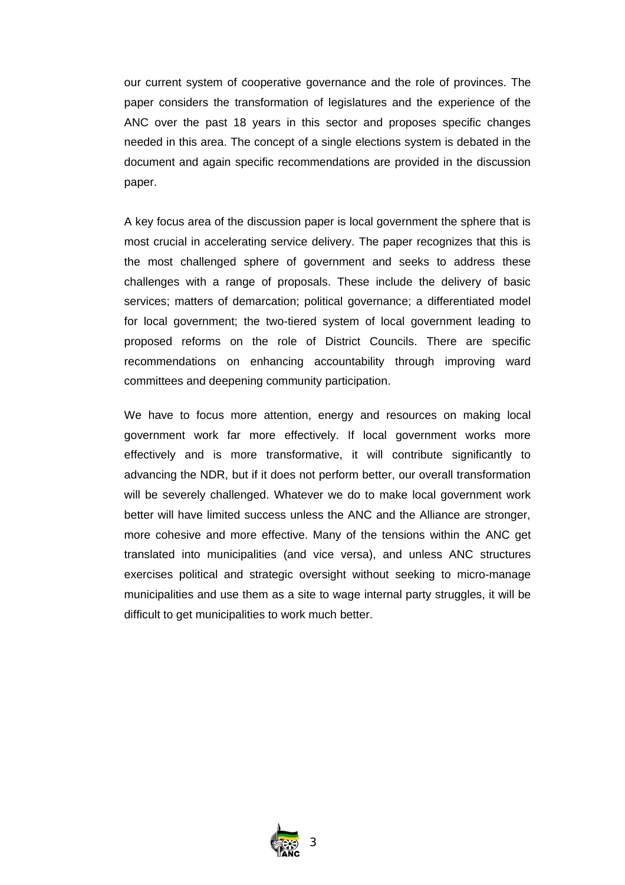our current system of cooperative governance and the role of provinces. The paper considers the transformation of legislatures and the experience of the ANC over the past 18 years in this sector and proposes specific changes needed in this area. The concept of a single elections system is debated in the document and again specific recommendations are provided in the discussion paper.

A key focus area of the discussion paper is local government the sphere that is most crucial in accelerating service delivery. The paper recognizes that this is the most challenged sphere of government and seeks to address these challenges with a range of proposals. These include the delivery of basic services; matters of demarcation; political governance; a differentiated model for local government; the two-tiered system of local government leading to proposed reforms on the role of District Councils. There are specific recommendations on enhancing accountability through improving ward committees and deepening community participation.

We have to focus more attention, energy and resources on making local government work far more effectively. If local government works more effectively and is more transformative, it will contribute significantly to advancing the NDR, but if it does not perform better, our overall transformation will be severely challenged. Whatever we do to make local government work better will have limited success unless the ANC and the Alliance are stronger, more cohesive and more effective. Many of the tensions within the ANC get translated into municipalities (and vice versa), and unless ANC structures exercises political and strategic oversight without seeking to micro-manage municipalities and use them as a site to wage internal party struggles, it will be difficult to get municipalities to work much better.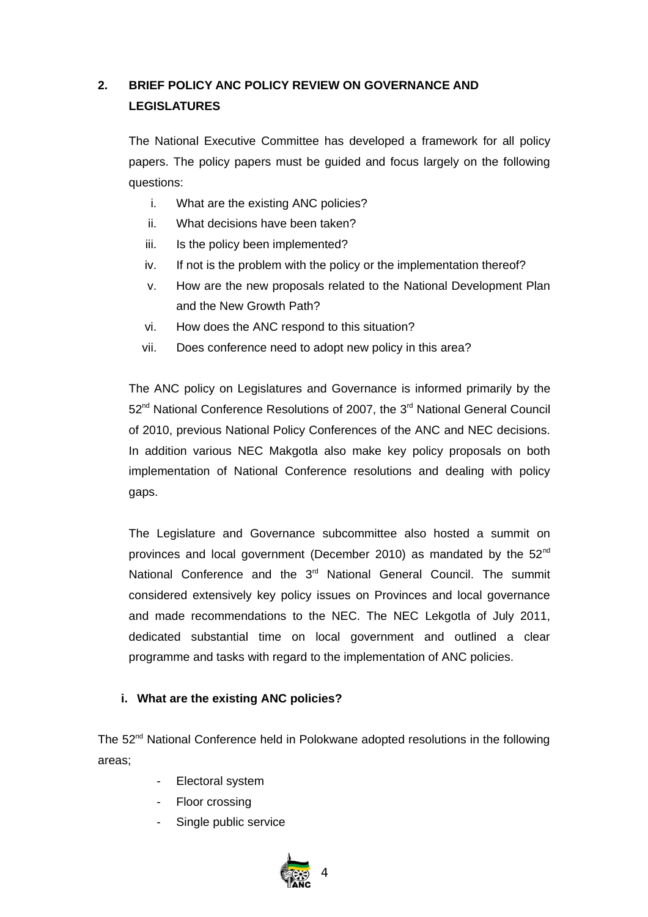## 2. BRIEF POLICY ANC POLICY REVIEW ON GOVERNANCE AND LEGISLATURES

The National Executive Committee has developed a framework for all policy papers. The policy papers must be guided and focus largely on the following questions:

i. What are the existing ANC policies?
ii. What decisions have been taken?
iii. Is the policy been implemented?
iv. If not is the problem with the policy or the implementation thereof?
v. How are the new proposals related to the National Development Plan and the New Growth Path?
vi. How does the ANC respond to this situation?
vii. Does conference need to adopt new policy in this area?

The ANC policy on Legislatures and Governance is informed primarily by the 52nd National Conference Resolutions of 2007, the 3rd National General Council of 2010, previous National Policy Conferences of the ANC and NEC decisions. In addition various NEC Makgotla also make key policy proposals on both implementation of National Conference resolutions and dealing with policy gaps.

The Legislature and Governance subcommittee also hosted a summit on provinces and local government (December 2010) as mandated by the 52nd National Conference and the 3rd National General Council. The summit considered extensively key policy issues on Provinces and local governance and made recommendations to the NEC. The NEC Lekgotla of July 2011, dedicated substantial time on local government and outlined a clear programme and tasks with regard to the implementation of ANC policies.

### i. What are the existing ANC policies?

The 52nd National Conference held in Polokwane adopted resolutions in the following areas;

- Electoral system
- Floor crossing
- Single public service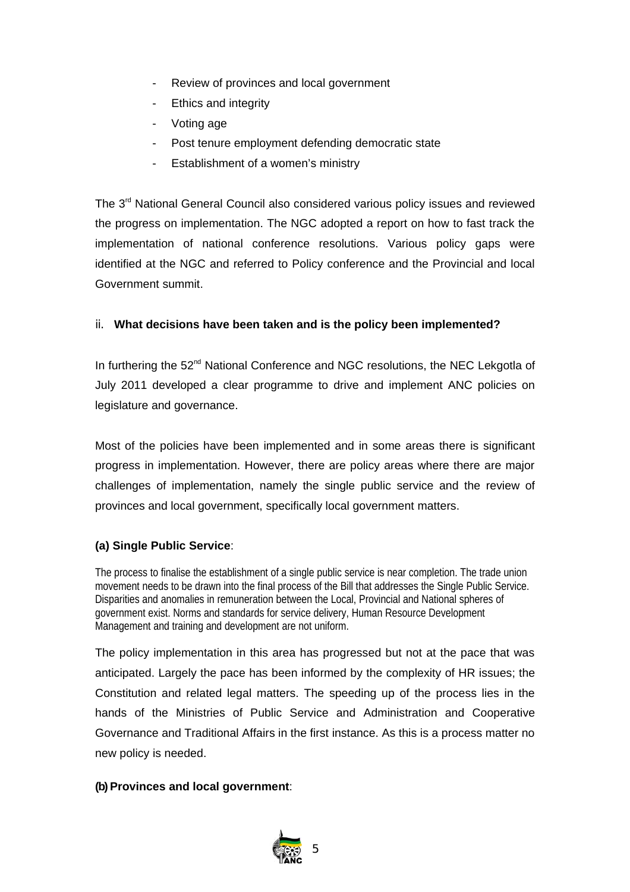- Review of provinces and local government
- Ethics and integrity
- Voting age
- Post tenure employment defending democratic state
- Establishment of a women's ministry

The 3rd National General Council also considered various policy issues and reviewed the progress on implementation. The NGC adopted a report on how to fast track the implementation of national conference resolutions. Various policy gaps were identified at the NGC and referred to Policy conference and the Provincial and local Government summit.

ii. **What decisions have been taken and is the policy been implemented?**

In furthering the 52nd National Conference and NGC resolutions, the NEC Lekgotla of July 2011 developed a clear programme to drive and implement ANC policies on legislature and governance.

Most of the policies have been implemented and in some areas there is significant progress in implementation. However, there are policy areas where there are major challenges of implementation, namely the single public service and the review of provinces and local government, specifically local government matters.

**(a) Single Public Service**:

The process to finalise the establishment of a single public service is near completion. The trade union movement needs to be drawn into the final process of the Bill that addresses the Single Public Service. Disparities and anomalies in remuneration between the Local, Provincial and National spheres of government exist. Norms and standards for service delivery, Human Resource Development Management and training and development are not uniform.

The policy implementation in this area has progressed but not at the pace that was anticipated. Largely the pace has been informed by the complexity of HR issues; the Constitution and related legal matters. The speeding up of the process lies in the hands of the Ministries of Public Service and Administration and Cooperative Governance and Traditional Affairs in the first instance. As this is a process matter no new policy is needed.

**(b) Provinces and local government**: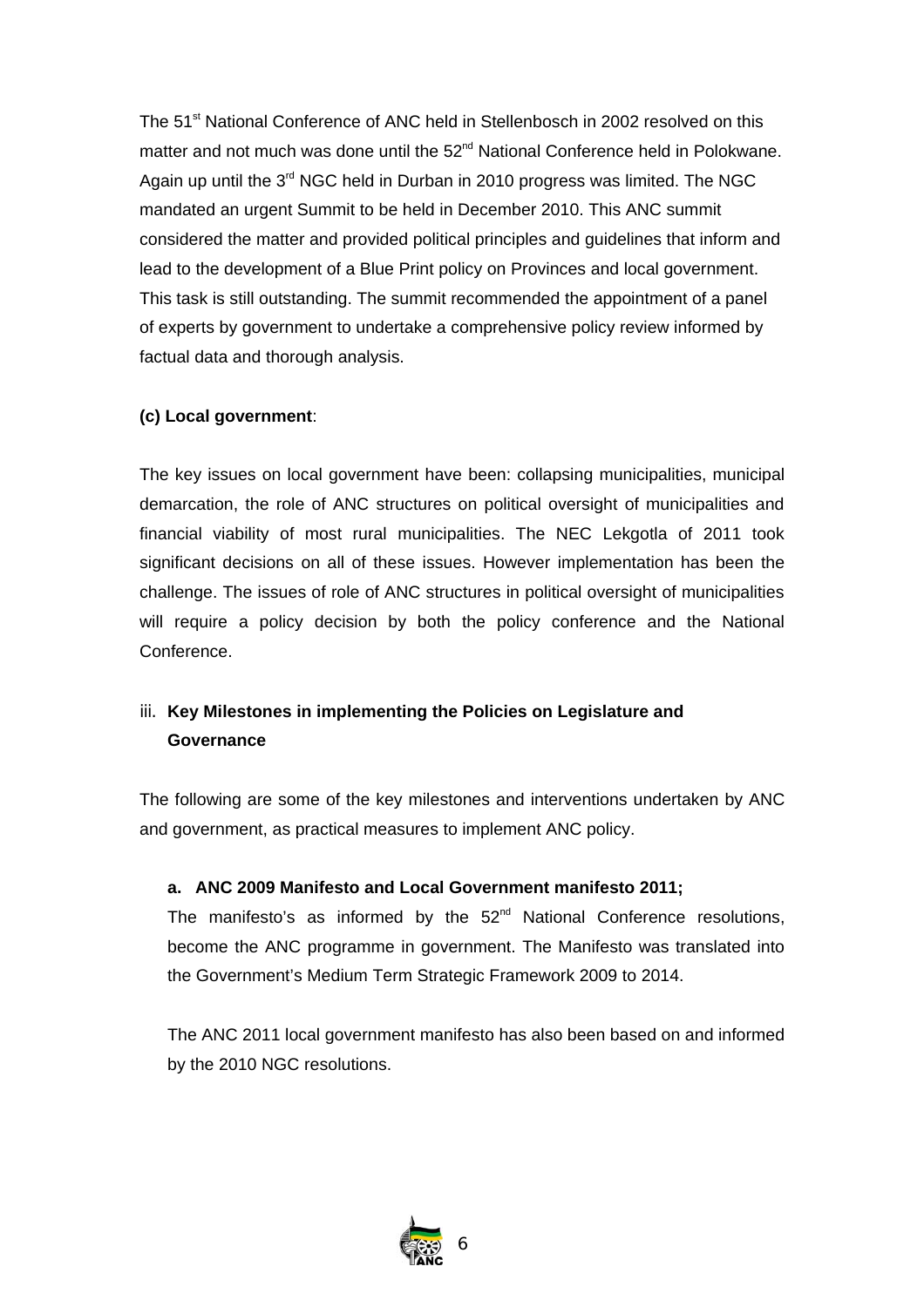The 51st National Conference of ANC held in Stellenbosch in 2002 resolved on this matter and not much was done until the 52nd National Conference held in Polokwane. Again up until the 3rd NGC held in Durban in 2010 progress was limited. The NGC mandated an urgent Summit to be held in December 2010. This ANC summit considered the matter and provided political principles and guidelines that inform and lead to the development of a Blue Print policy on Provinces and local government. This task is still outstanding. The summit recommended the appointment of a panel of experts by government to undertake a comprehensive policy review informed by factual data and thorough analysis.

**(c) Local government**:

The key issues on local government have been: collapsing municipalities, municipal demarcation, the role of ANC structures on political oversight of municipalities and financial viability of most rural municipalities. The NEC Lekgotla of 2011 took significant decisions on all of these issues. However implementation has been the challenge. The issues of role of ANC structures in political oversight of municipalities will require a policy decision by both the policy conference and the National Conference.

### iii. Key Milestones in implementing the Policies on Legislature and Governance

The following are some of the key milestones and interventions undertaken by ANC and government, as practical measures to implement ANC policy.

**a. ANC 2009 Manifesto and Local Government manifesto 2011;**

The manifesto's as informed by the 52nd National Conference resolutions, become the ANC programme in government. The Manifesto was translated into the Government's Medium Term Strategic Framework 2009 to 2014.

The ANC 2011 local government manifesto has also been based on and informed by the 2010 NGC resolutions.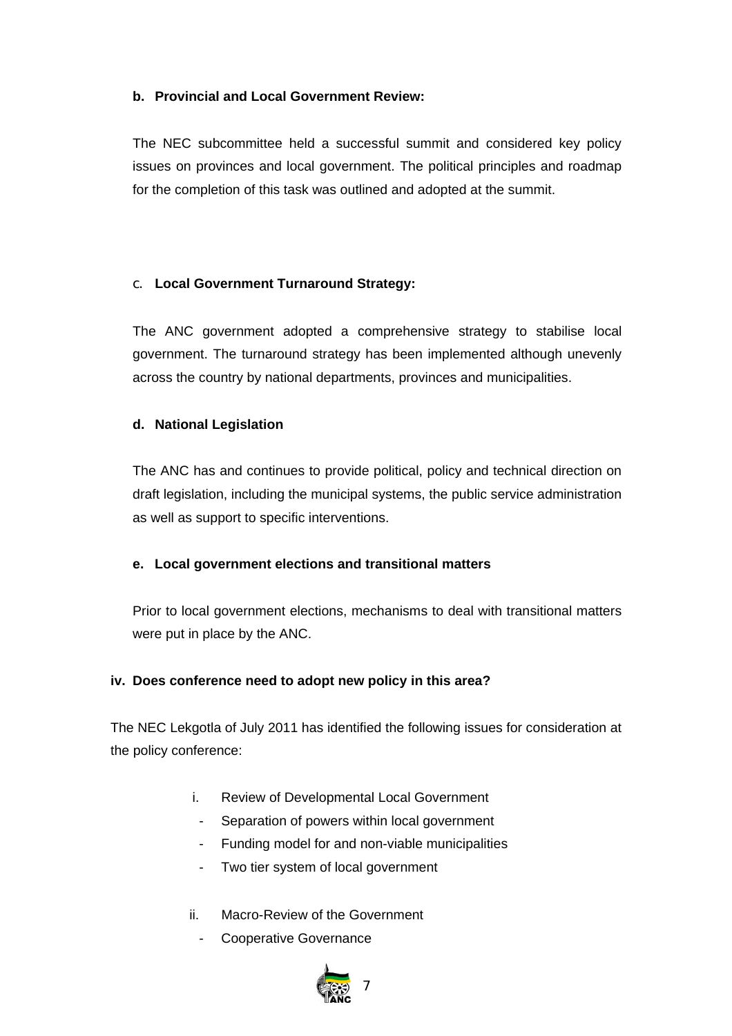**b. Provincial and Local Government Review:**

The NEC subcommittee held a successful summit and considered key policy issues on provinces and local government. The political principles and roadmap for the completion of this task was outlined and adopted at the summit.

c. **Local Government Turnaround Strategy:**

The ANC government adopted a comprehensive strategy to stabilise local government. The turnaround strategy has been implemented although unevenly across the country by national departments, provinces and municipalities.

**d. National Legislation**

The ANC has and continues to provide political, policy and technical direction on draft legislation, including the municipal systems, the public service administration as well as support to specific interventions.

**e. Local government elections and transitional matters**

Prior to local government elections, mechanisms to deal with transitional matters were put in place by the ANC.

**iv. Does conference need to adopt new policy in this area?**

The NEC Lekgotla of July 2011 has identified the following issues for consideration at the policy conference:

i. Review of Developmental Local Government
   - Separation of powers within local government
   - Funding model for and non-viable municipalities
   - Two tier system of local government

ii. Macro-Review of the Government
   - Cooperative Governance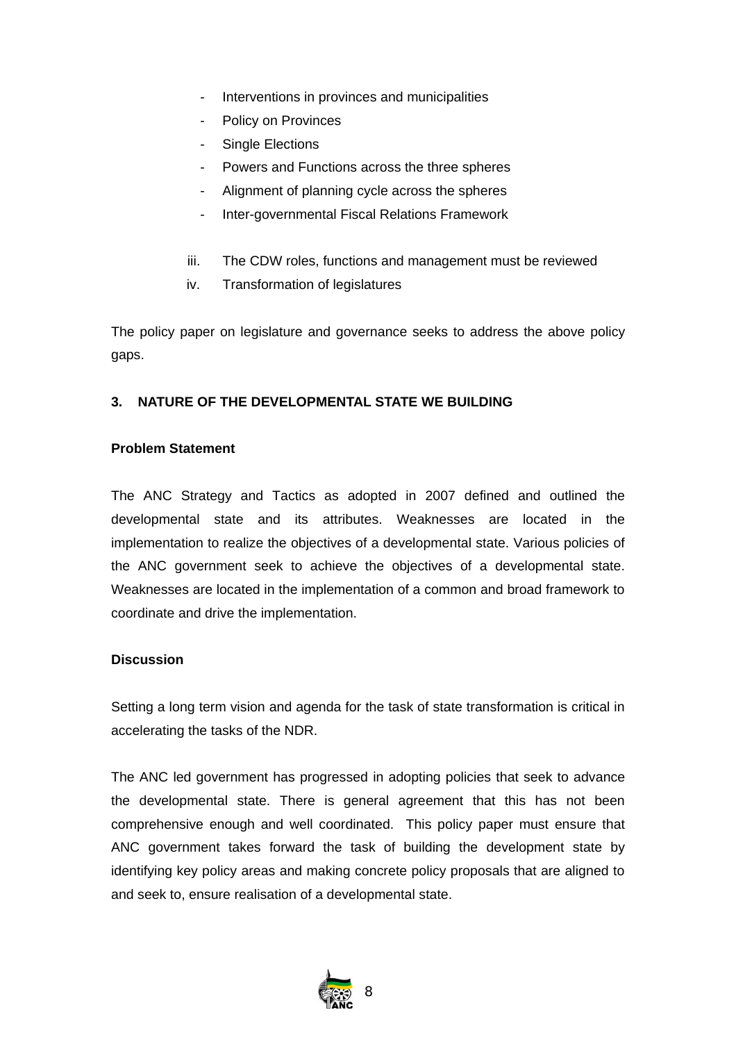- Interventions in provinces and municipalities
- Policy on Provinces
- Single Elections
- Powers and Functions across the three spheres
- Alignment of planning cycle across the spheres
- Inter-governmental Fiscal Relations Framework

iii. The CDW roles, functions and management must be reviewed

iv. Transformation of legislatures

The policy paper on legislature and governance seeks to address the above policy gaps.

**3. NATURE OF THE DEVELOPMENTAL STATE WE BUILDING**

**Problem Statement**

The ANC Strategy and Tactics as adopted in 2007 defined and outlined the developmental state and its attributes. Weaknesses are located in the implementation to realize the objectives of a developmental state. Various policies of the ANC government seek to achieve the objectives of a developmental state. Weaknesses are located in the implementation of a common and broad framework to coordinate and drive the implementation.

**Discussion**

Setting a long term vision and agenda for the task of state transformation is critical in accelerating the tasks of the NDR.

The ANC led government has progressed in adopting policies that seek to advance the developmental state. There is general agreement that this has not been comprehensive enough and well coordinated. This policy paper must ensure that ANC government takes forward the task of building the development state by identifying key policy areas and making concrete policy proposals that are aligned to and seek to, ensure realisation of a developmental state.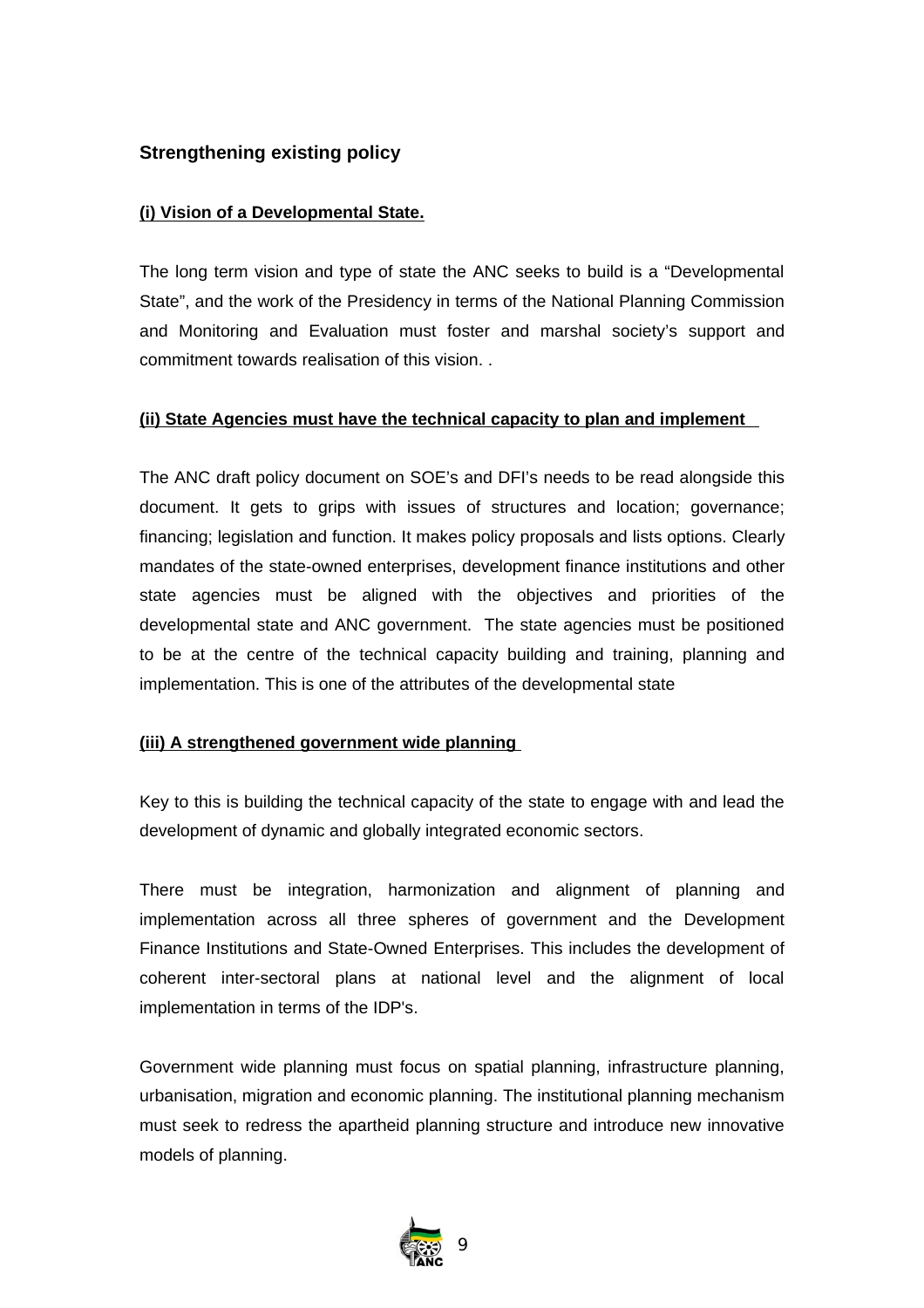## Strengthening existing policy

**(i) Vision of a Developmental State.**

The long term vision and type of state the ANC seeks to build is a "Developmental State", and the work of the Presidency in terms of the National Planning Commission and Monitoring and Evaluation must foster and marshal society's support and commitment towards realisation of this vision. .

**(ii) State Agencies must have the technical capacity to plan and implement**

The ANC draft policy document on SOE's and DFI's needs to be read alongside this document. It gets to grips with issues of structures and location; governance; financing; legislation and function. It makes policy proposals and lists options. Clearly mandates of the state-owned enterprises, development finance institutions and other state agencies must be aligned with the objectives and priorities of the developmental state and ANC government. The state agencies must be positioned to be at the centre of the technical capacity building and training, planning and implementation. This is one of the attributes of the developmental state

**(iii) A strengthened government wide planning**

Key to this is building the technical capacity of the state to engage with and lead the development of dynamic and globally integrated economic sectors.

There must be integration, harmonization and alignment of planning and implementation across all three spheres of government and the Development Finance Institutions and State-Owned Enterprises. This includes the development of coherent inter-sectoral plans at national level and the alignment of local implementation in terms of the IDP's.

Government wide planning must focus on spatial planning, infrastructure planning, urbanisation, migration and economic planning. The institutional planning mechanism must seek to redress the apartheid planning structure and introduce new innovative models of planning.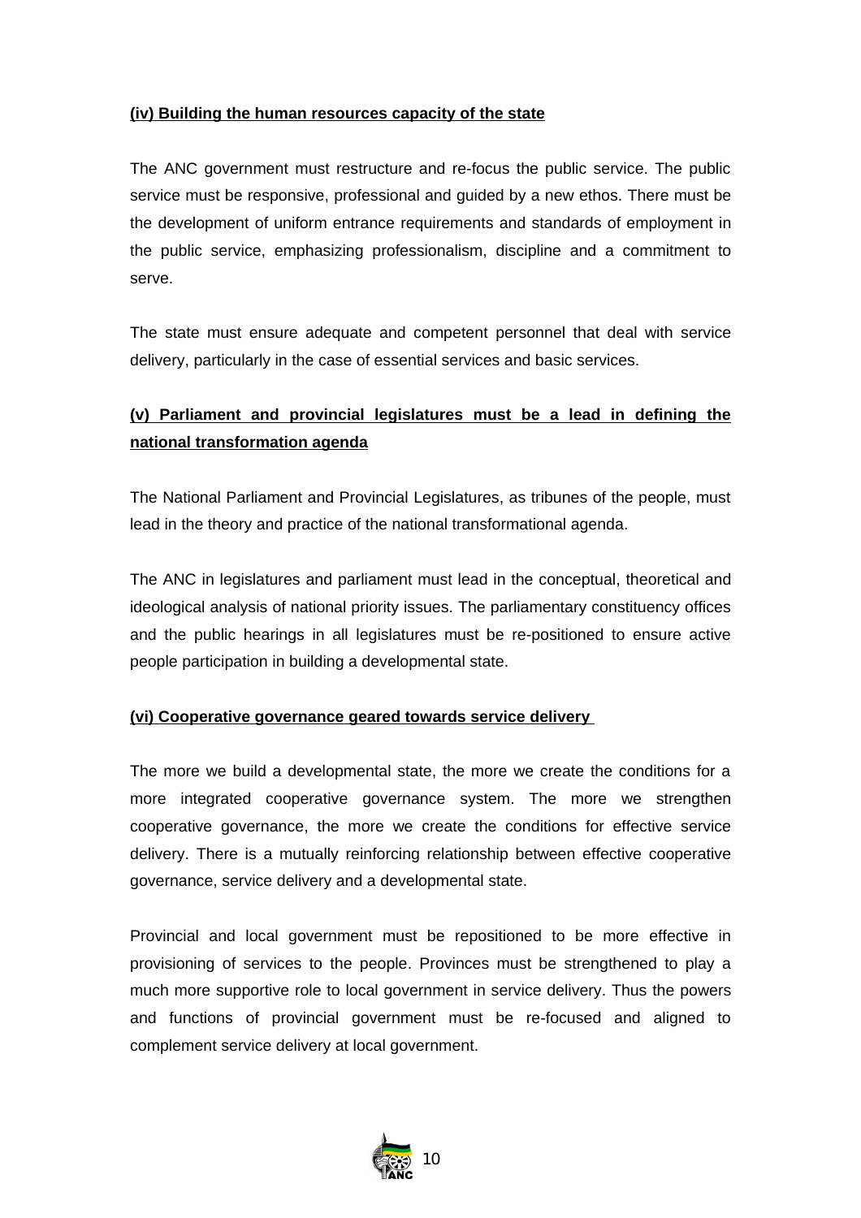**(iv) Building the human resources capacity of the state**

The ANC government must restructure and re-focus the public service. The public service must be responsive, professional and guided by a new ethos. There must be the development of uniform entrance requirements and standards of employment in the public service, emphasizing professionalism, discipline and a commitment to serve.

The state must ensure adequate and competent personnel that deal with service delivery, particularly in the case of essential services and basic services.

**(v) Parliament and provincial legislatures must be a lead in defining the national transformation agenda**

The National Parliament and Provincial Legislatures, as tribunes of the people, must lead in the theory and practice of the national transformational agenda.

The ANC in legislatures and parliament must lead in the conceptual, theoretical and ideological analysis of national priority issues. The parliamentary constituency offices and the public hearings in all legislatures must be re-positioned to ensure active people participation in building a developmental state.

**(vi) Cooperative governance geared towards service delivery**

The more we build a developmental state, the more we create the conditions for a more integrated cooperative governance system. The more we strengthen cooperative governance, the more we create the conditions for effective service delivery. There is a mutually reinforcing relationship between effective cooperative governance, service delivery and a developmental state.

Provincial and local government must be repositioned to be more effective in provisioning of services to the people. Provinces must be strengthened to play a much more supportive role to local government in service delivery. Thus the powers and functions of provincial government must be re-focused and aligned to complement service delivery at local government.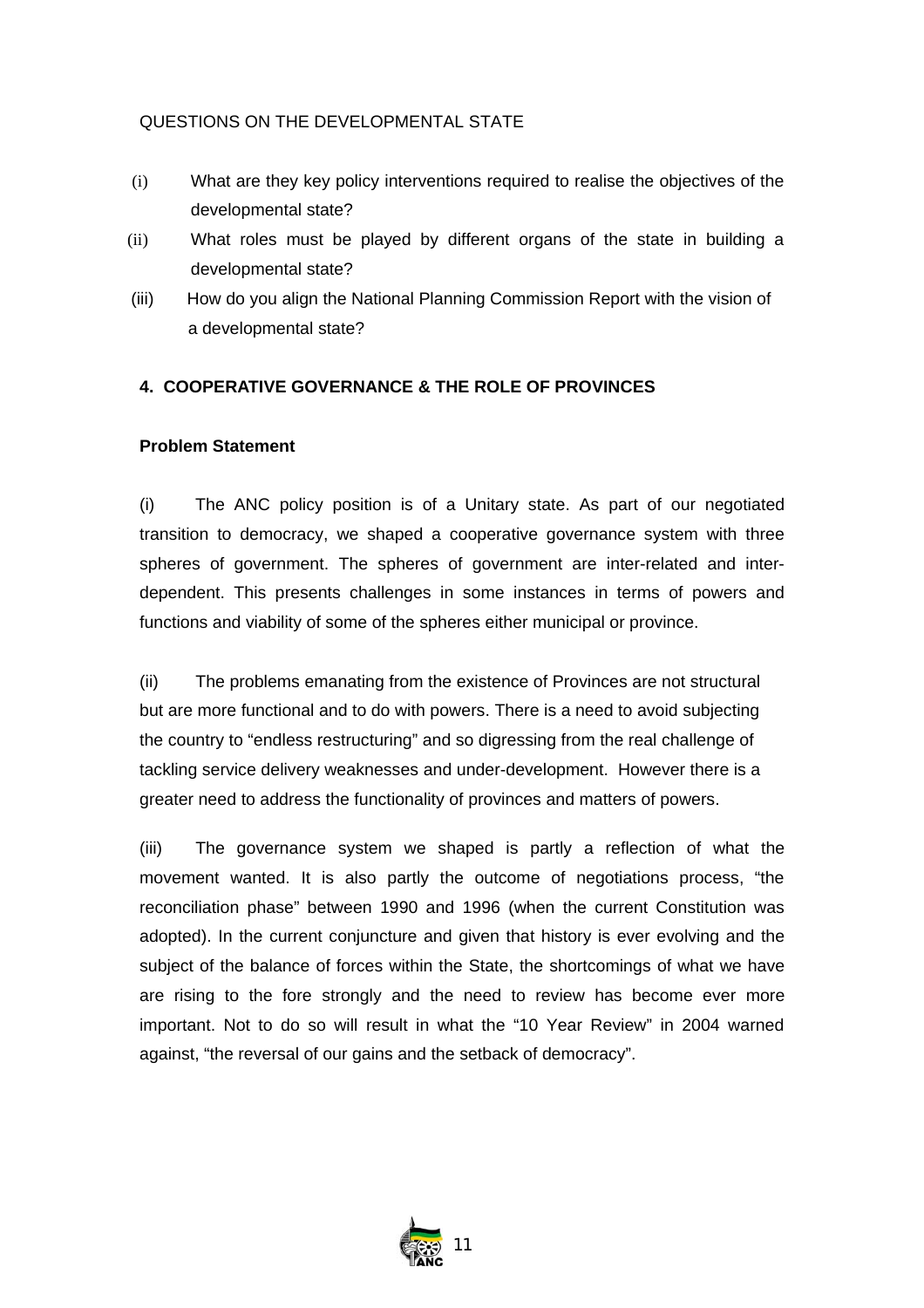QUESTIONS ON THE DEVELOPMENTAL STATE

(i) What are they key policy interventions required to realise the objectives of the developmental state?

(ii) What roles must be played by different organs of the state in building a developmental state?

(iii) How do you align the National Planning Commission Report with the vision of a developmental state?

## 4. COOPERATIVE GOVERNANCE & THE ROLE OF PROVINCES

**Problem Statement**

(i) The ANC policy position is of a Unitary state. As part of our negotiated transition to democracy, we shaped a cooperative governance system with three spheres of government. The spheres of government are inter-related and inter-dependent. This presents challenges in some instances in terms of powers and functions and viability of some of the spheres either municipal or province.

(ii) The problems emanating from the existence of Provinces are not structural but are more functional and to do with powers. There is a need to avoid subjecting the country to "endless restructuring" and so digressing from the real challenge of tackling service delivery weaknesses and under-development. However there is a greater need to address the functionality of provinces and matters of powers.

(iii) The governance system we shaped is partly a reflection of what the movement wanted. It is also partly the outcome of negotiations process, "the reconciliation phase" between 1990 and 1996 (when the current Constitution was adopted). In the current conjuncture and given that history is ever evolving and the subject of the balance of forces within the State, the shortcomings of what we have are rising to the fore strongly and the need to review has become ever more important. Not to do so will result in what the "10 Year Review" in 2004 warned against, "the reversal of our gains and the setback of democracy".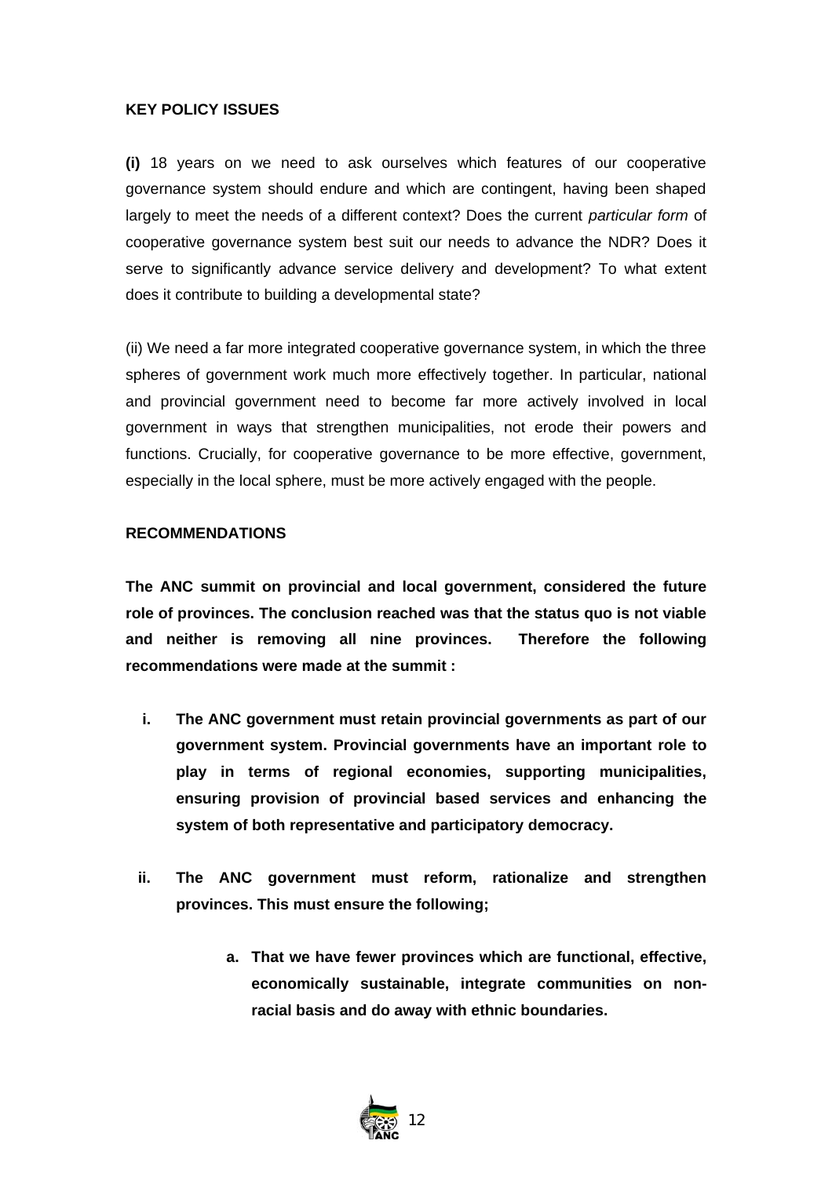**KEY POLICY ISSUES**

**(i)** 18 years on we need to ask ourselves which features of our cooperative governance system should endure and which are contingent, having been shaped largely to meet the needs of a different context? Does the current *particular form* of cooperative governance system best suit our needs to advance the NDR? Does it serve to significantly advance service delivery and development? To what extent does it contribute to building a developmental state?

(ii) We need a far more integrated cooperative governance system, in which the three spheres of government work much more effectively together. In particular, national and provincial government need to become far more actively involved in local government in ways that strengthen municipalities, not erode their powers and functions. Crucially, for cooperative governance to be more effective, government, especially in the local sphere, must be more actively engaged with the people.

**RECOMMENDATIONS**

**The ANC summit on provincial and local government, considered the future role of provinces. The conclusion reached was that the status quo is not viable and neither is removing all nine provinces. Therefore the following recommendations were made at the summit :**

- **i. The ANC government must retain provincial governments as part of our government system. Provincial governments have an important role to play in terms of regional economies, supporting municipalities, ensuring provision of provincial based services and enhancing the system of both representative and participatory democracy.**

- **ii. The ANC government must reform, rationalize and strengthen provinces. This must ensure the following;**

  - **a. That we have fewer provinces which are functional, effective, economically sustainable, integrate communities on non-racial basis and do away with ethnic boundaries.**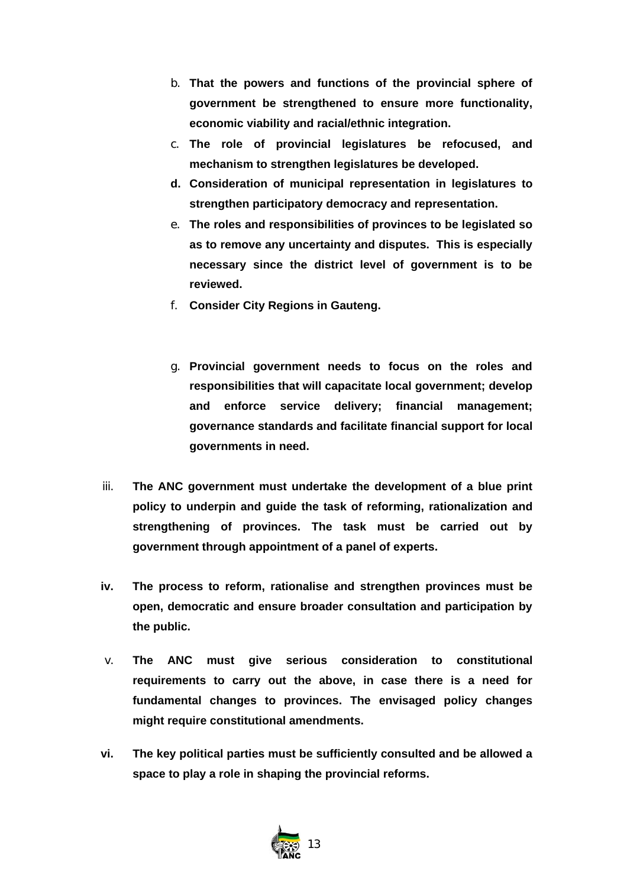b. **That the powers and functions of the provincial sphere of government be strengthened to ensure more functionality, economic viability and racial/ethnic integration.**

c. **The role of provincial legislatures be refocused, and mechanism to strengthen legislatures be developed.**

**d. Consideration of municipal representation in legislatures to strengthen participatory democracy and representation.**

e. **The roles and responsibilities of provinces to be legislated so as to remove any uncertainty and disputes. This is especially necessary since the district level of government is to be reviewed.**

f. **Consider City Regions in Gauteng.**

g. **Provincial government needs to focus on the roles and responsibilities that will capacitate local government; develop and enforce service delivery; financial management; governance standards and facilitate financial support for local governments in need.**

iii. **The ANC government must undertake the development of a blue print policy to underpin and guide the task of reforming, rationalization and strengthening of provinces. The task must be carried out by government through appointment of a panel of experts.**

**iv. The process to reform, rationalise and strengthen provinces must be open, democratic and ensure broader consultation and participation by the public.**

v. **The ANC must give serious consideration to constitutional requirements to carry out the above, in case there is a need for fundamental changes to provinces. The envisaged policy changes might require constitutional amendments.**

**vi. The key political parties must be sufficiently consulted and be allowed a space to play a role in shaping the provincial reforms.**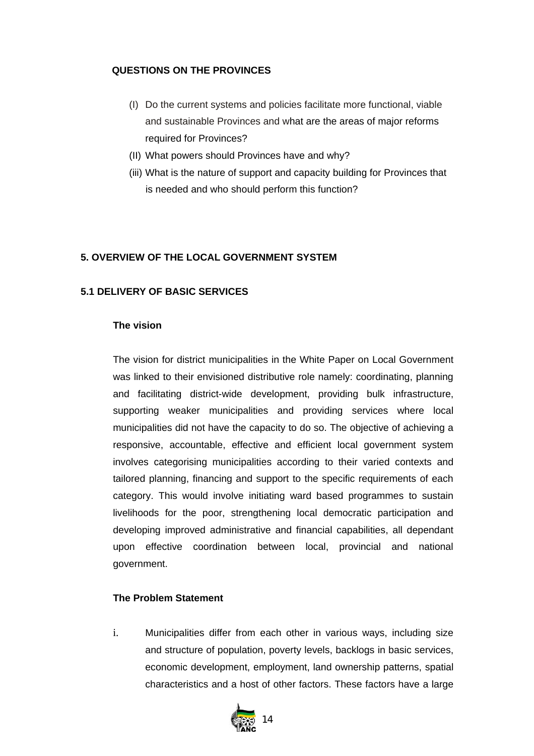**QUESTIONS ON THE PROVINCES**

(I) Do the current systems and policies facilitate more functional, viable and sustainable Provinces and what are the areas of major reforms required for Provinces?

(II) What powers should Provinces have and why?

(iii) What is the nature of support and capacity building for Provinces that is needed and who should perform this function?

## 5. OVERVIEW OF THE LOCAL GOVERNMENT SYSTEM

### 5.1 DELIVERY OF BASIC SERVICES

**The vision**

The vision for district municipalities in the White Paper on Local Government was linked to their envisioned distributive role namely: coordinating, planning and facilitating district-wide development, providing bulk infrastructure, supporting weaker municipalities and providing services where local municipalities did not have the capacity to do so. The objective of achieving a responsive, accountable, effective and efficient local government system involves categorising municipalities according to their varied contexts and tailored planning, financing and support to the specific requirements of each category. This would involve initiating ward based programmes to sustain livelihoods for the poor, strengthening local democratic participation and developing improved administrative and financial capabilities, all dependant upon effective coordination between local, provincial and national government.

**The Problem Statement**

i. Municipalities differ from each other in various ways, including size and structure of population, poverty levels, backlogs in basic services, economic development, employment, land ownership patterns, spatial characteristics and a host of other factors. These factors have a large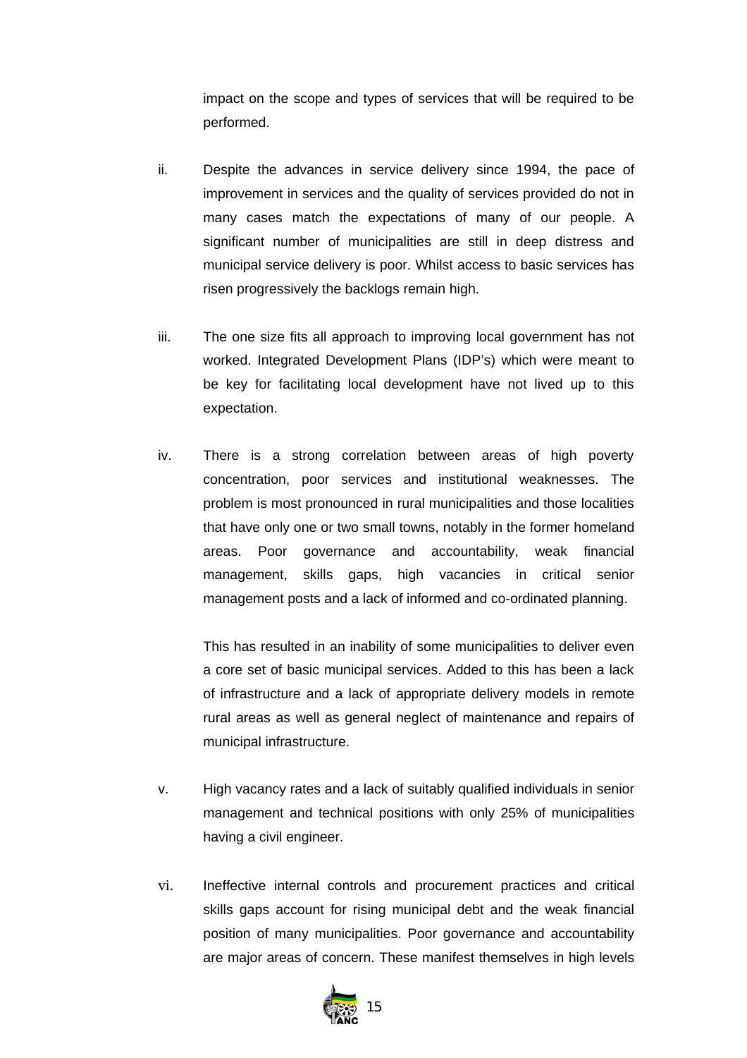impact on the scope and types of services that will be required to be performed.

ii. Despite the advances in service delivery since 1994, the pace of improvement in services and the quality of services provided do not in many cases match the expectations of many of our people. A significant number of municipalities are still in deep distress and municipal service delivery is poor. Whilst access to basic services has risen progressively the backlogs remain high.

iii. The one size fits all approach to improving local government has not worked. Integrated Development Plans (IDP's) which were meant to be key for facilitating local development have not lived up to this expectation.

iv. There is a strong correlation between areas of high poverty concentration, poor services and institutional weaknesses. The problem is most pronounced in rural municipalities and those localities that have only one or two small towns, notably in the former homeland areas. Poor governance and accountability, weak financial management, skills gaps, high vacancies in critical senior management posts and a lack of informed and co-ordinated planning.

   This has resulted in an inability of some municipalities to deliver even a core set of basic municipal services. Added to this has been a lack of infrastructure and a lack of appropriate delivery models in remote rural areas as well as general neglect of maintenance and repairs of municipal infrastructure.

v. High vacancy rates and a lack of suitably qualified individuals in senior management and technical positions with only 25% of municipalities having a civil engineer.

vi. Ineffective internal controls and procurement practices and critical skills gaps account for rising municipal debt and the weak financial position of many municipalities. Poor governance and accountability are major areas of concern. These manifest themselves in high levels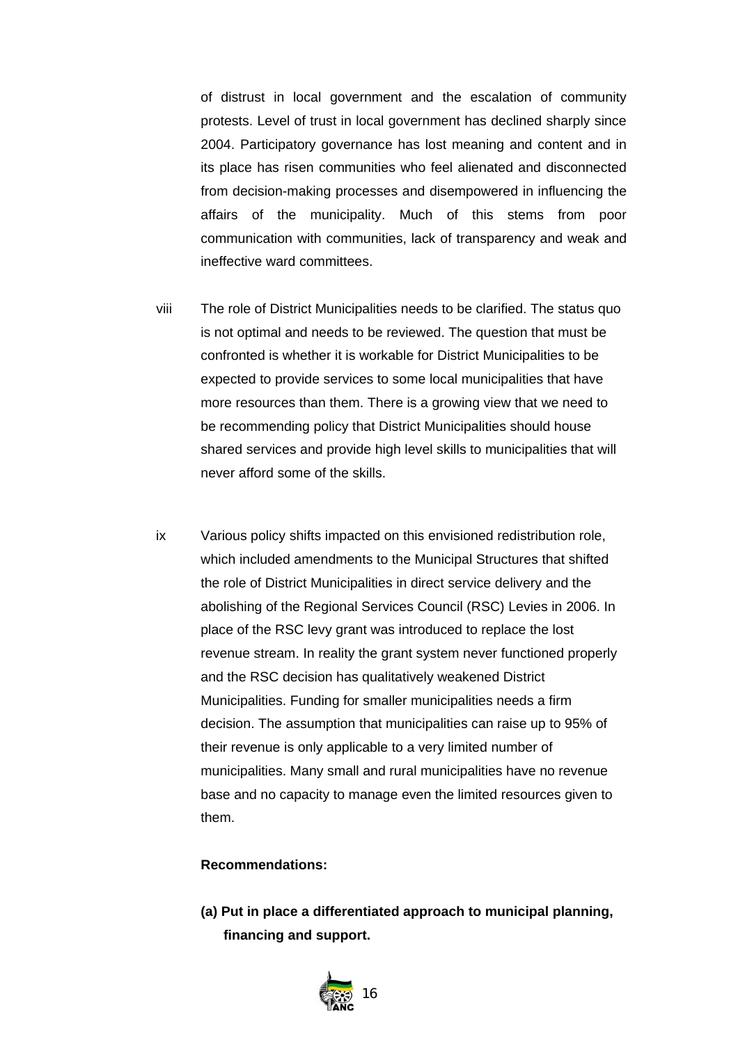of distrust in local government and the escalation of community protests. Level of trust in local government has declined sharply since 2004. Participatory governance has lost meaning and content and in its place has risen communities who feel alienated and disconnected from decision-making processes and disempowered in influencing the affairs of the municipality. Much of this stems from poor communication with communities, lack of transparency and weak and ineffective ward committees.

viii The role of District Municipalities needs to be clarified. The status quo is not optimal and needs to be reviewed. The question that must be confronted is whether it is workable for District Municipalities to be expected to provide services to some local municipalities that have more resources than them. There is a growing view that we need to be recommending policy that District Municipalities should house shared services and provide high level skills to municipalities that will never afford some of the skills.

ix Various policy shifts impacted on this envisioned redistribution role, which included amendments to the Municipal Structures that shifted the role of District Municipalities in direct service delivery and the abolishing of the Regional Services Council (RSC) Levies in 2006. In place of the RSC levy grant was introduced to replace the lost revenue stream. In reality the grant system never functioned properly and the RSC decision has qualitatively weakened District Municipalities. Funding for smaller municipalities needs a firm decision. The assumption that municipalities can raise up to 95% of their revenue is only applicable to a very limited number of municipalities. Many small and rural municipalities have no revenue base and no capacity to manage even the limited resources given to them.

**Recommendations:**

**(a) Put in place a differentiated approach to municipal planning, financing and support.**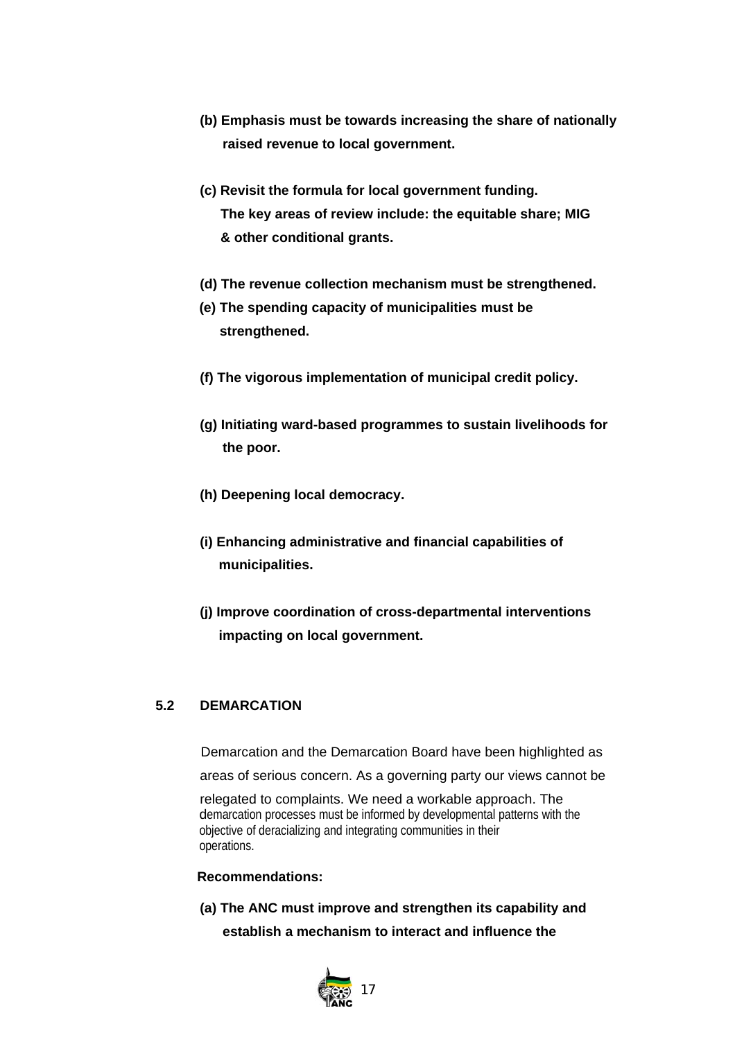**(b) Emphasis must be towards increasing the share of nationally raised revenue to local government.**

**(c) Revisit the formula for local government funding. The key areas of review include: the equitable share; MIG & other conditional grants.**

**(d) The revenue collection mechanism must be strengthened.**

**(e) The spending capacity of municipalities must be strengthened.**

**(f) The vigorous implementation of municipal credit policy.**

**(g) Initiating ward-based programmes to sustain livelihoods for the poor.**

**(h) Deepening local democracy.**

**(i) Enhancing administrative and financial capabilities of municipalities.**

**(j) Improve coordination of cross-departmental interventions impacting on local government.**

## 5.2 DEMARCATION

Demarcation and the Demarcation Board have been highlighted as areas of serious concern. As a governing party our views cannot be relegated to complaints. We need a workable approach. The demarcation processes must be informed by developmental patterns with the objective of deracializing and integrating communities in their operations.

**Recommendations:**

**(a) The ANC must improve and strengthen its capability and establish a mechanism to interact and influence the**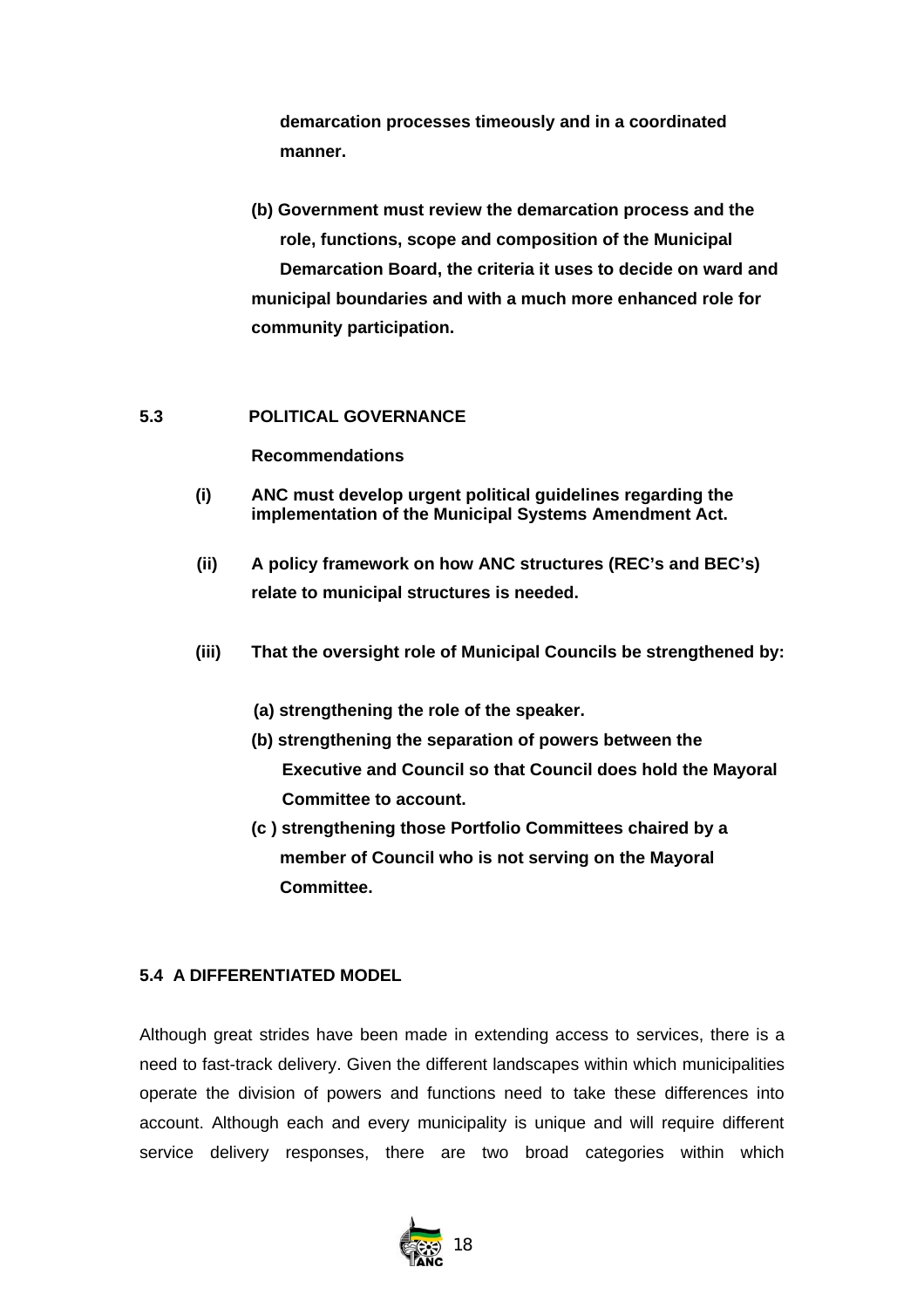**demarcation processes timeously and in a coordinated manner.**

**(b) Government must review the demarcation process and the role, functions, scope and composition of the Municipal Demarcation Board, the criteria it uses to decide on ward and municipal boundaries and with a much more enhanced role for community participation.**

## 5.3 POLITICAL GOVERNANCE

**Recommendations**

**(i) ANC must develop urgent political guidelines regarding the implementation of the Municipal Systems Amendment Act.**

**(ii) A policy framework on how ANC structures (REC's and BEC's) relate to municipal structures is needed.**

**(iii) That the oversight role of Municipal Councils be strengthened by:**

**(a) strengthening the role of the speaker.**

**(b) strengthening the separation of powers between the Executive and Council so that Council does hold the Mayoral Committee to account.**

**(c ) strengthening those Portfolio Committees chaired by a member of Council who is not serving on the Mayoral Committee.**

## 5.4 A DIFFERENTIATED MODEL

Although great strides have been made in extending access to services, there is a need to fast-track delivery. Given the different landscapes within which municipalities operate the division of powers and functions need to take these differences into account. Although each and every municipality is unique and will require different service delivery responses, there are two broad categories within which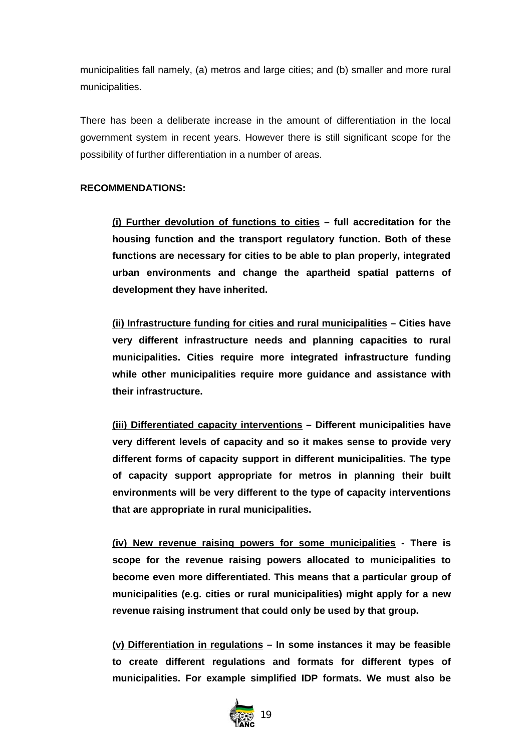municipalities fall namely, (a) metros and large cities; and (b) smaller and more rural municipalities.

There has been a deliberate increase in the amount of differentiation in the local government system in recent years. However there is still significant scope for the possibility of further differentiation in a number of areas.

**RECOMMENDATIONS:**

> **<u>(i) Further devolution of functions to cities</u> – full accreditation for the housing function and the transport regulatory function. Both of these functions are necessary for cities to be able to plan properly, integrated urban environments and change the apartheid spatial patterns of development they have inherited.**
>
> **<u>(ii) Infrastructure funding for cities and rural municipalities</u> – Cities have very different infrastructure needs and planning capacities to rural municipalities. Cities require more integrated infrastructure funding while other municipalities require more guidance and assistance with their infrastructure.**
>
> **<u>(iii) Differentiated capacity interventions</u> – Different municipalities have very different levels of capacity and so it makes sense to provide very different forms of capacity support in different municipalities. The type of capacity support appropriate for metros in planning their built environments will be very different to the type of capacity interventions that are appropriate in rural municipalities.**
>
> **<u>(iv) New revenue raising powers for some municipalities</u> - There is scope for the revenue raising powers allocated to municipalities to become even more differentiated. This means that a particular group of municipalities (e.g. cities or rural municipalities) might apply for a new revenue raising instrument that could only be used by that group.**
>
> **<u>(v) Differentiation in regulations</u> – In some instances it may be feasible to create different regulations and formats for different types of municipalities. For example simplified IDP formats. We must also be**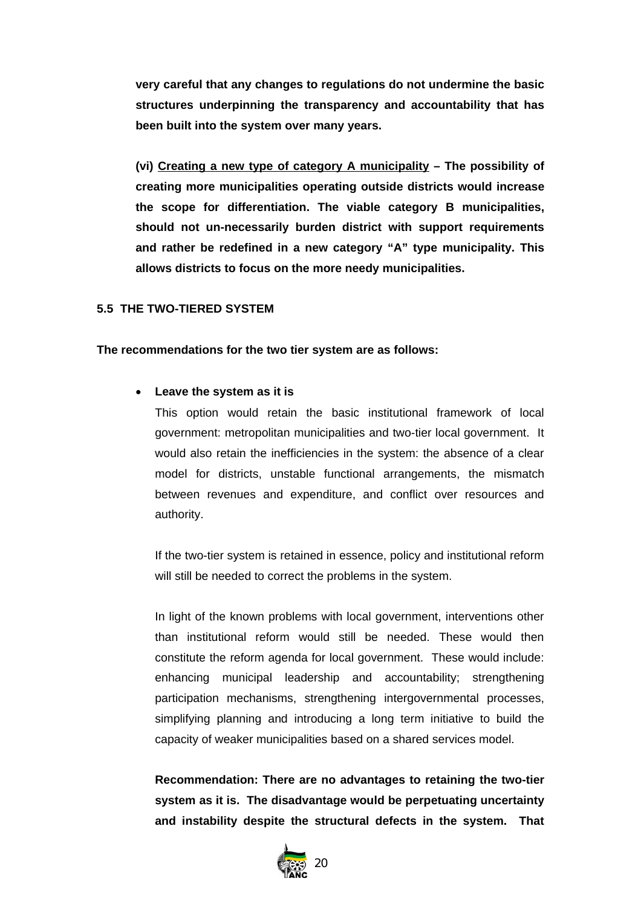**very careful that any changes to regulations do not undermine the basic structures underpinning the transparency and accountability that has been built into the system over many years.**

**(vi) Creating a new type of category A municipality – The possibility of creating more municipalities operating outside districts would increase the scope for differentiation. The viable category B municipalities, should not un-necessarily burden district with support requirements and rather be redefined in a new category "A" type municipality. This allows districts to focus on the more needy municipalities.**

### 5.5 THE TWO-TIERED SYSTEM

**The recommendations for the two tier system are as follows:**

- **Leave the system as it is**

  This option would retain the basic institutional framework of local government: metropolitan municipalities and two-tier local government. It would also retain the inefficiencies in the system: the absence of a clear model for districts, unstable functional arrangements, the mismatch between revenues and expenditure, and conflict over resources and authority.

  If the two-tier system is retained in essence, policy and institutional reform will still be needed to correct the problems in the system.

  In light of the known problems with local government, interventions other than institutional reform would still be needed. These would then constitute the reform agenda for local government. These would include: enhancing municipal leadership and accountability; strengthening participation mechanisms, strengthening intergovernmental processes, simplifying planning and introducing a long term initiative to build the capacity of weaker municipalities based on a shared services model.

  **Recommendation: There are no advantages to retaining the two-tier system as it is. The disadvantage would be perpetuating uncertainty and instability despite the structural defects in the system. That**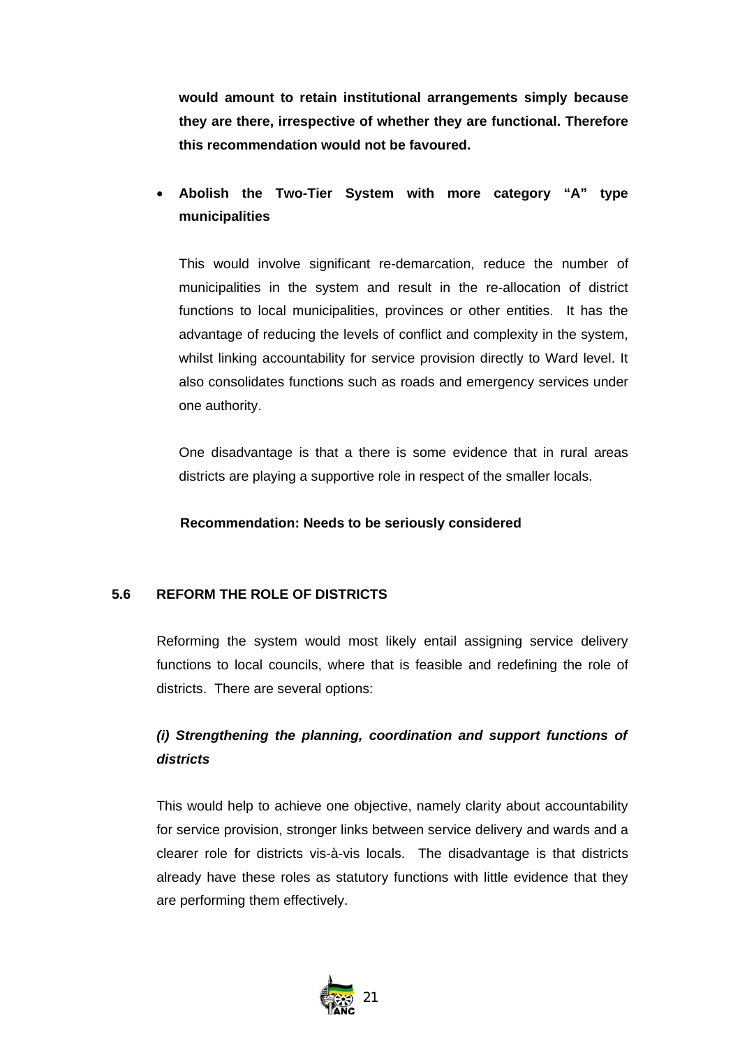**would amount to retain institutional arrangements simply because they are there, irrespective of whether they are functional. Therefore this recommendation would not be favoured.**

- **Abolish the Two-Tier System with more category "A" type municipalities**

  This would involve significant re-demarcation, reduce the number of municipalities in the system and result in the re-allocation of district functions to local municipalities, provinces or other entities. It has the advantage of reducing the levels of conflict and complexity in the system, whilst linking accountability for service provision directly to Ward level. It also consolidates functions such as roads and emergency services under one authority.

  One disadvantage is that a there is some evidence that in rural areas districts are playing a supportive role in respect of the smaller locals.

  **Recommendation: Needs to be seriously considered**

## 5.6 REFORM THE ROLE OF DISTRICTS

Reforming the system would most likely entail assigning service delivery functions to local councils, where that is feasible and redefining the role of districts. There are several options:

***(i) Strengthening the planning, coordination and support functions of districts***

This would help to achieve one objective, namely clarity about accountability for service provision, stronger links between service delivery and wards and a clearer role for districts vis-à-vis locals. The disadvantage is that districts already have these roles as statutory functions with little evidence that they are performing them effectively.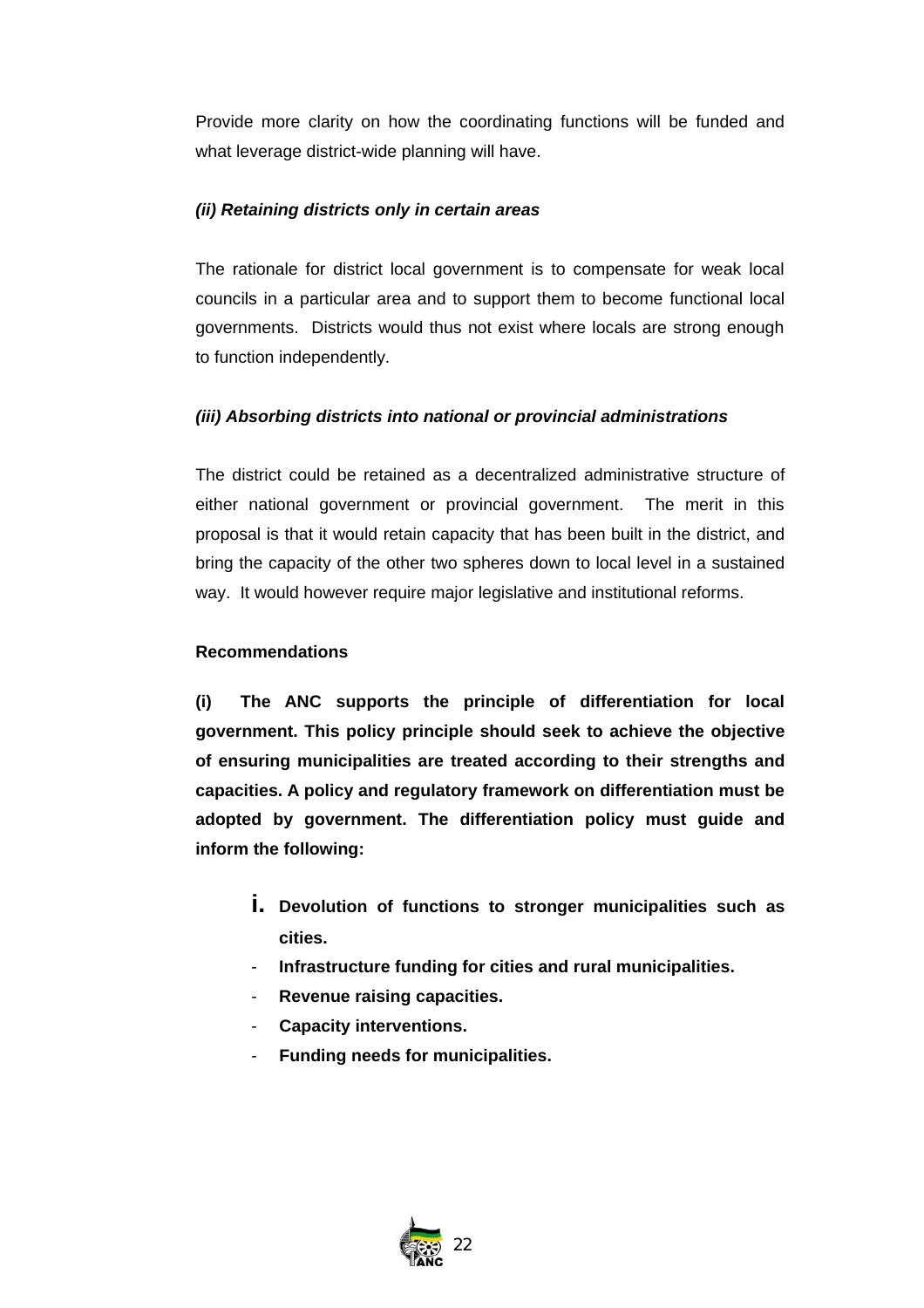Provide more clarity on how the coordinating functions will be funded and what leverage district-wide planning will have.

***(ii) Retaining districts only in certain areas***

The rationale for district local government is to compensate for weak local councils in a particular area and to support them to become functional local governments. Districts would thus not exist where locals are strong enough to function independently.

***(iii) Absorbing districts into national or provincial administrations***

The district could be retained as a decentralized administrative structure of either national government or provincial government. The merit in this proposal is that it would retain capacity that has been built in the district, and bring the capacity of the other two spheres down to local level in a sustained way. It would however require major legislative and institutional reforms.

**Recommendations**

**(i) The ANC supports the principle of differentiation for local government. This policy principle should seek to achieve the objective of ensuring municipalities are treated according to their strengths and capacities. A policy and regulatory framework on differentiation must be adopted by government. The differentiation policy must guide and inform the following:**

- **i. Devolution of functions to stronger municipalities such as cities.**
- **Infrastructure funding for cities and rural municipalities.**
- **Revenue raising capacities.**
- **Capacity interventions.**
- **Funding needs for municipalities.**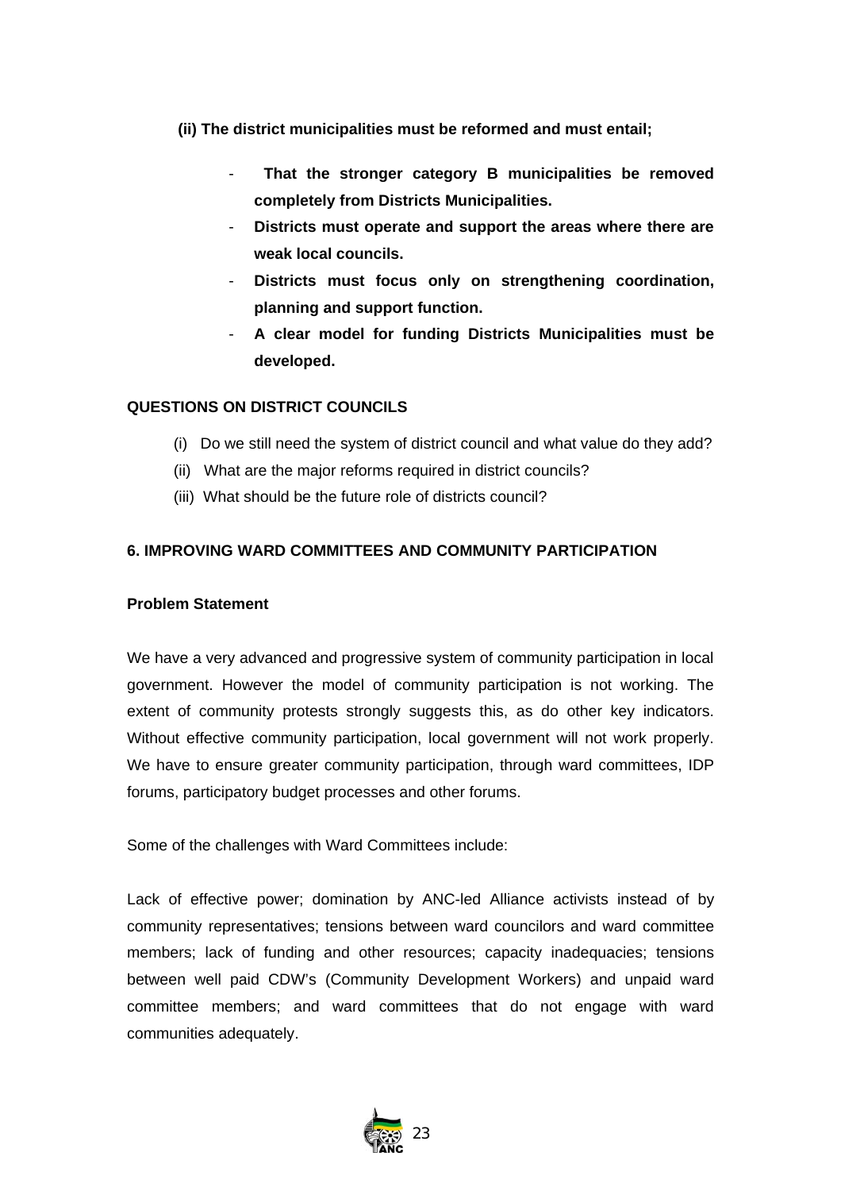**(ii) The district municipalities must be reformed and must entail;**

- **That the stronger category B municipalities be removed completely from Districts Municipalities.**
- **Districts must operate and support the areas where there are weak local councils.**
- **Districts must focus only on strengthening coordination, planning and support function.**
- **A clear model for funding Districts Municipalities must be developed.**

**QUESTIONS ON DISTRICT COUNCILS**

(i) Do we still need the system of district council and what value do they add?

(ii) What are the major reforms required in district councils?

(iii) What should be the future role of districts council?

**6. IMPROVING WARD COMMITTEES AND COMMUNITY PARTICIPATION**

**Problem Statement**

We have a very advanced and progressive system of community participation in local government. However the model of community participation is not working. The extent of community protests strongly suggests this, as do other key indicators. Without effective community participation, local government will not work properly. We have to ensure greater community participation, through ward committees, IDP forums, participatory budget processes and other forums.

Some of the challenges with Ward Committees include:

Lack of effective power; domination by ANC-led Alliance activists instead of by community representatives; tensions between ward councilors and ward committee members; lack of funding and other resources; capacity inadequacies; tensions between well paid CDW's (Community Development Workers) and unpaid ward committee members; and ward committees that do not engage with ward communities adequately.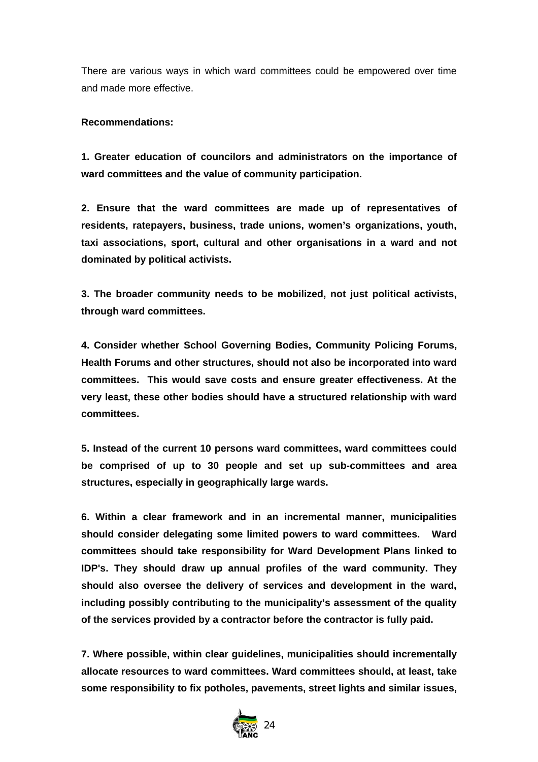There are various ways in which ward committees could be empowered over time and made more effective.

**Recommendations:**

**1. Greater education of councilors and administrators on the importance of ward committees and the value of community participation.**

**2. Ensure that the ward committees are made up of representatives of residents, ratepayers, business, trade unions, women's organizations, youth, taxi associations, sport, cultural and other organisations in a ward and not dominated by political activists.**

**3. The broader community needs to be mobilized, not just political activists, through ward committees.**

**4. Consider whether School Governing Bodies, Community Policing Forums, Health Forums and other structures, should not also be incorporated into ward committees. This would save costs and ensure greater effectiveness. At the very least, these other bodies should have a structured relationship with ward committees.**

**5. Instead of the current 10 persons ward committees, ward committees could be comprised of up to 30 people and set up sub-committees and area structures, especially in geographically large wards.**

**6. Within a clear framework and in an incremental manner, municipalities should consider delegating some limited powers to ward committees. Ward committees should take responsibility for Ward Development Plans linked to IDP's. They should draw up annual profiles of the ward community. They should also oversee the delivery of services and development in the ward, including possibly contributing to the municipality's assessment of the quality of the services provided by a contractor before the contractor is fully paid.**

**7. Where possible, within clear guidelines, municipalities should incrementally allocate resources to ward committees. Ward committees should, at least, take some responsibility to fix potholes, pavements, street lights and similar issues,**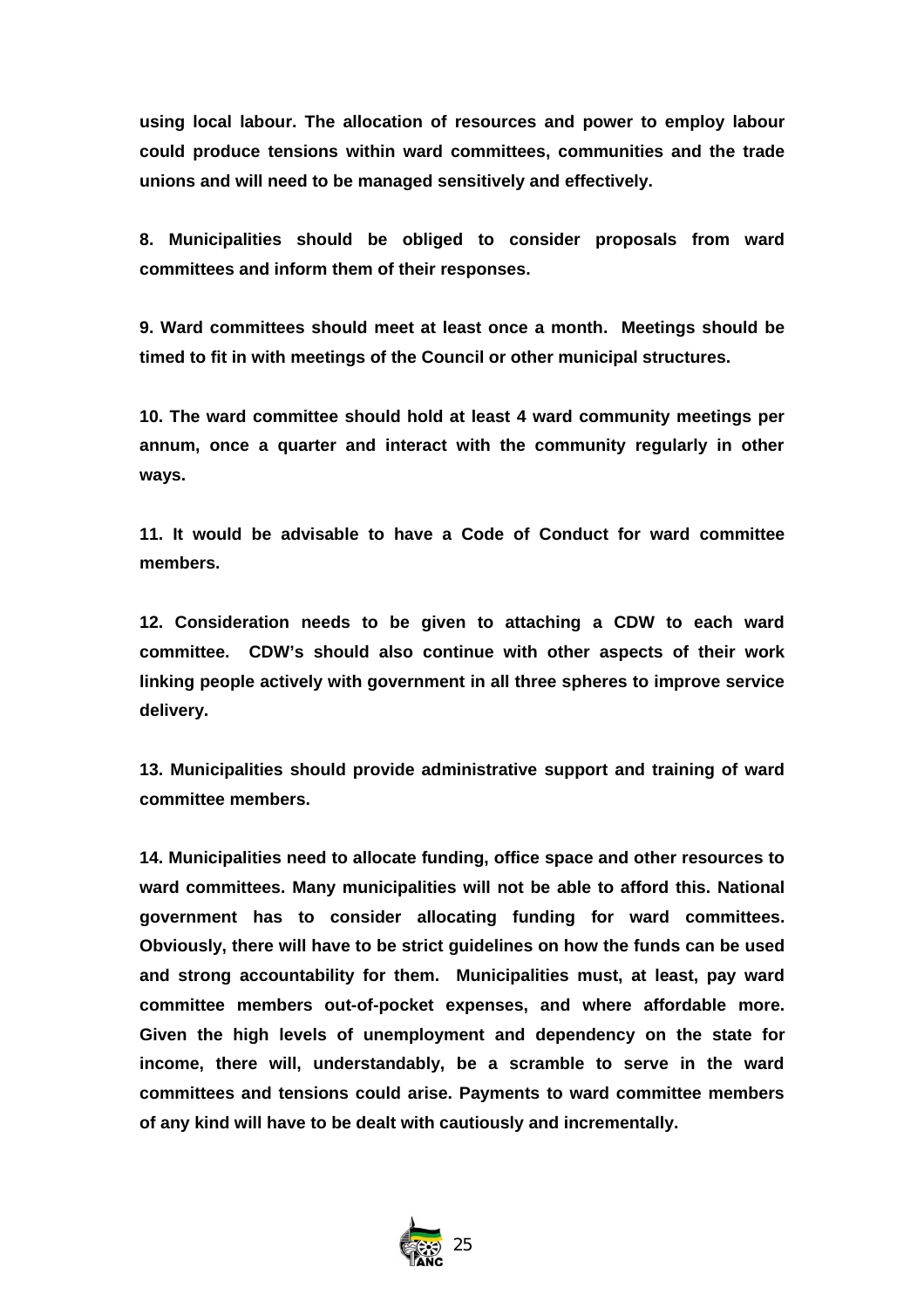**using local labour. The allocation of resources and power to employ labour could produce tensions within ward committees, communities and the trade unions and will need to be managed sensitively and effectively.**

**8. Municipalities should be obliged to consider proposals from ward committees and inform them of their responses.**

**9. Ward committees should meet at least once a month. Meetings should be timed to fit in with meetings of the Council or other municipal structures.**

**10. The ward committee should hold at least 4 ward community meetings per annum, once a quarter and interact with the community regularly in other ways.**

**11. It would be advisable to have a Code of Conduct for ward committee members.**

**12. Consideration needs to be given to attaching a CDW to each ward committee. CDW's should also continue with other aspects of their work linking people actively with government in all three spheres to improve service delivery.**

**13. Municipalities should provide administrative support and training of ward committee members.**

**14. Municipalities need to allocate funding, office space and other resources to ward committees. Many municipalities will not be able to afford this. National government has to consider allocating funding for ward committees. Obviously, there will have to be strict guidelines on how the funds can be used and strong accountability for them. Municipalities must, at least, pay ward committee members out-of-pocket expenses, and where affordable more. Given the high levels of unemployment and dependency on the state for income, there will, understandably, be a scramble to serve in the ward committees and tensions could arise. Payments to ward committee members of any kind will have to be dealt with cautiously and incrementally.**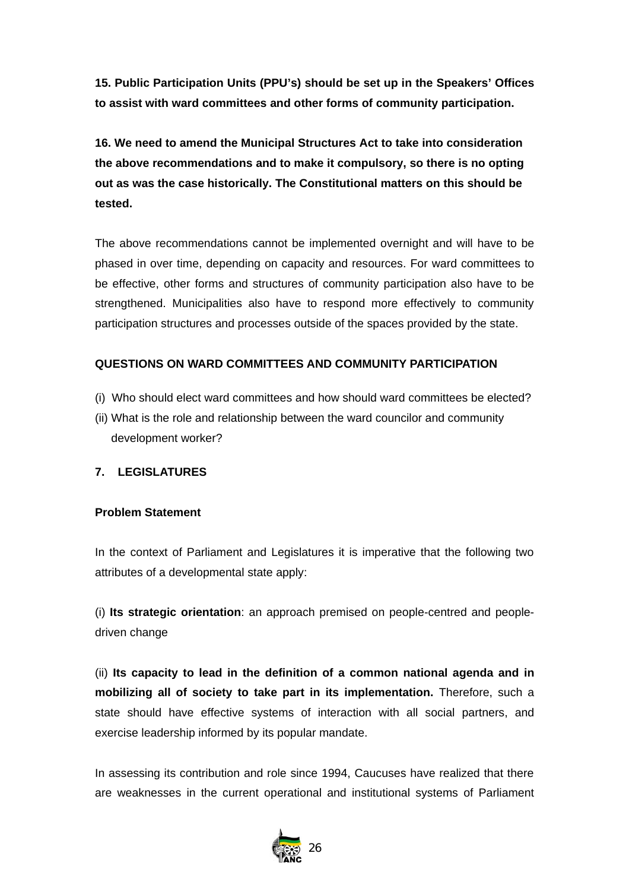**15. Public Participation Units (PPU's) should be set up in the Speakers' Offices to assist with ward committees and other forms of community participation.**

**16. We need to amend the Municipal Structures Act to take into consideration the above recommendations and to make it compulsory, so there is no opting out as was the case historically. The Constitutional matters on this should be tested.**

The above recommendations cannot be implemented overnight and will have to be phased in over time, depending on capacity and resources. For ward committees to be effective, other forms and structures of community participation also have to be strengthened. Municipalities also have to respond more effectively to community participation structures and processes outside of the spaces provided by the state.

**QUESTIONS ON WARD COMMITTEES AND COMMUNITY PARTICIPATION**

(i) Who should elect ward committees and how should ward committees be elected?

(ii) What is the role and relationship between the ward councilor and community development worker?

## 7. LEGISLATURES

**Problem Statement**

In the context of Parliament and Legislatures it is imperative that the following two attributes of a developmental state apply:

(i) **Its strategic orientation**: an approach premised on people-centred and people-driven change

(ii) **Its capacity to lead in the definition of a common national agenda and in mobilizing all of society to take part in its implementation.** Therefore, such a state should have effective systems of interaction with all social partners, and exercise leadership informed by its popular mandate.

In assessing its contribution and role since 1994, Caucuses have realized that there are weaknesses in the current operational and institutional systems of Parliament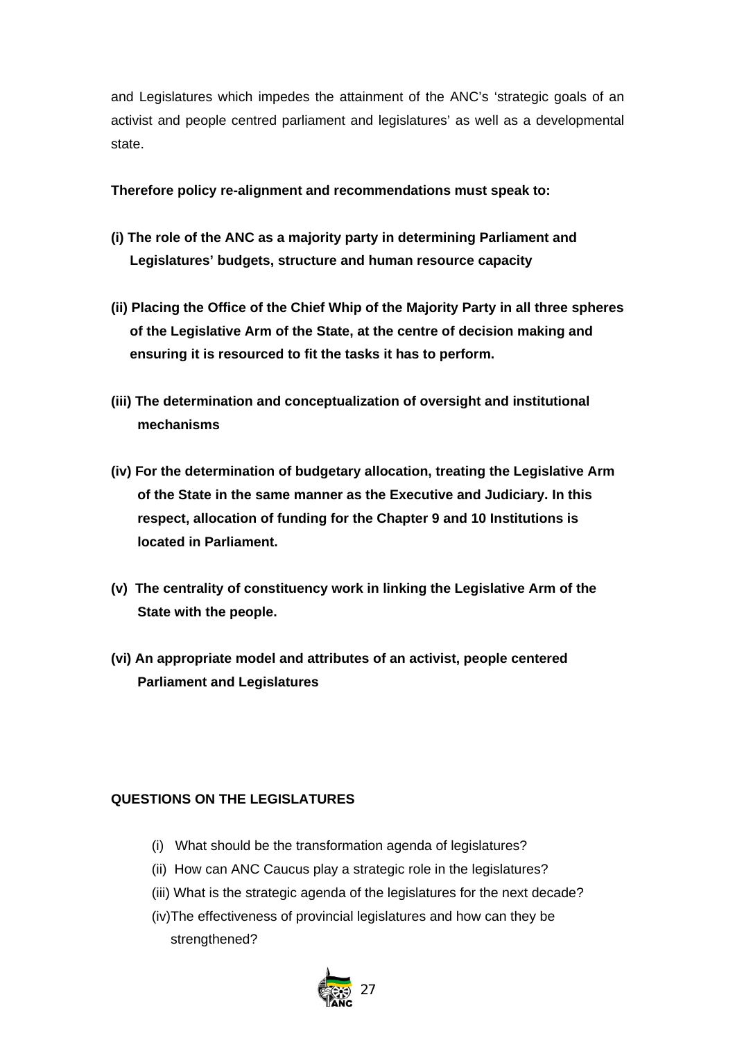and Legislatures which impedes the attainment of the ANC's 'strategic goals of an activist and people centred parliament and legislatures' as well as a developmental state.

**Therefore policy re-alignment and recommendations must speak to:**

**(i) The role of the ANC as a majority party in determining Parliament and Legislatures' budgets, structure and human resource capacity**

**(ii) Placing the Office of the Chief Whip of the Majority Party in all three spheres of the Legislative Arm of the State, at the centre of decision making and ensuring it is resourced to fit the tasks it has to perform.**

**(iii) The determination and conceptualization of oversight and institutional mechanisms**

**(iv) For the determination of budgetary allocation, treating the Legislative Arm of the State in the same manner as the Executive and Judiciary. In this respect, allocation of funding for the Chapter 9 and 10 Institutions is located in Parliament.**

**(v) The centrality of constituency work in linking the Legislative Arm of the State with the people.**

**(vi) An appropriate model and attributes of an activist, people centered Parliament and Legislatures**

**QUESTIONS ON THE LEGISLATURES**

(i) What should be the transformation agenda of legislatures?
(ii) How can ANC Caucus play a strategic role in the legislatures?
(iii) What is the strategic agenda of the legislatures for the next decade?
(iv) The effectiveness of provincial legislatures and how can they be strengthened?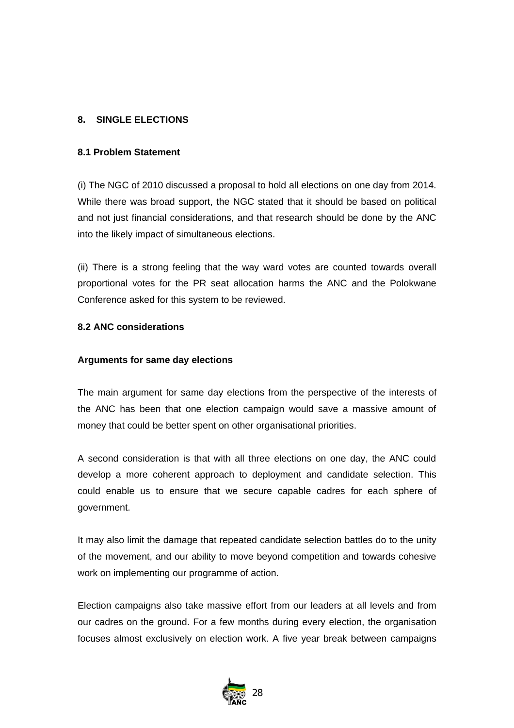## 8. SINGLE ELECTIONS

### 8.1 Problem Statement

(i) The NGC of 2010 discussed a proposal to hold all elections on one day from 2014. While there was broad support, the NGC stated that it should be based on political and not just financial considerations, and that research should be done by the ANC into the likely impact of simultaneous elections.

(ii) There is a strong feeling that the way ward votes are counted towards overall proportional votes for the PR seat allocation harms the ANC and the Polokwane Conference asked for this system to be reviewed.

### 8.2 ANC considerations

**Arguments for same day elections**

The main argument for same day elections from the perspective of the interests of the ANC has been that one election campaign would save a massive amount of money that could be better spent on other organisational priorities.

A second consideration is that with all three elections on one day, the ANC could develop a more coherent approach to deployment and candidate selection. This could enable us to ensure that we secure capable cadres for each sphere of government.

It may also limit the damage that repeated candidate selection battles do to the unity of the movement, and our ability to move beyond competition and towards cohesive work on implementing our programme of action.

Election campaigns also take massive effort from our leaders at all levels and from our cadres on the ground. For a few months during every election, the organisation focuses almost exclusively on election work. A five year break between campaigns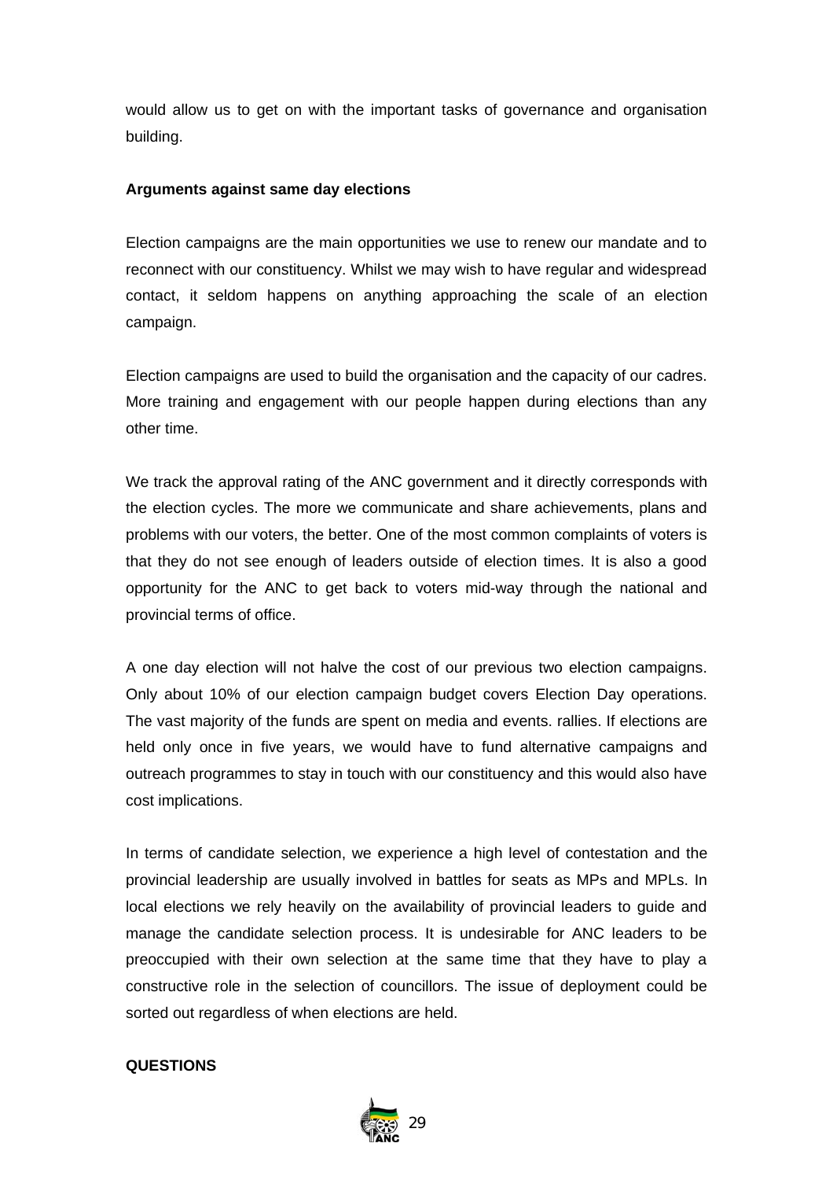would allow us to get on with the important tasks of governance and organisation building.

**Arguments against same day elections**

Election campaigns are the main opportunities we use to renew our mandate and to reconnect with our constituency. Whilst we may wish to have regular and widespread contact, it seldom happens on anything approaching the scale of an election campaign.

Election campaigns are used to build the organisation and the capacity of our cadres. More training and engagement with our people happen during elections than any other time.

We track the approval rating of the ANC government and it directly corresponds with the election cycles. The more we communicate and share achievements, plans and problems with our voters, the better. One of the most common complaints of voters is that they do not see enough of leaders outside of election times. It is also a good opportunity for the ANC to get back to voters mid-way through the national and provincial terms of office.

A one day election will not halve the cost of our previous two election campaigns. Only about 10% of our election campaign budget covers Election Day operations. The vast majority of the funds are spent on media and events. rallies. If elections are held only once in five years, we would have to fund alternative campaigns and outreach programmes to stay in touch with our constituency and this would also have cost implications.

In terms of candidate selection, we experience a high level of contestation and the provincial leadership are usually involved in battles for seats as MPs and MPLs. In local elections we rely heavily on the availability of provincial leaders to guide and manage the candidate selection process. It is undesirable for ANC leaders to be preoccupied with their own selection at the same time that they have to play a constructive role in the selection of councillors. The issue of deployment could be sorted out regardless of when elections are held.

**QUESTIONS**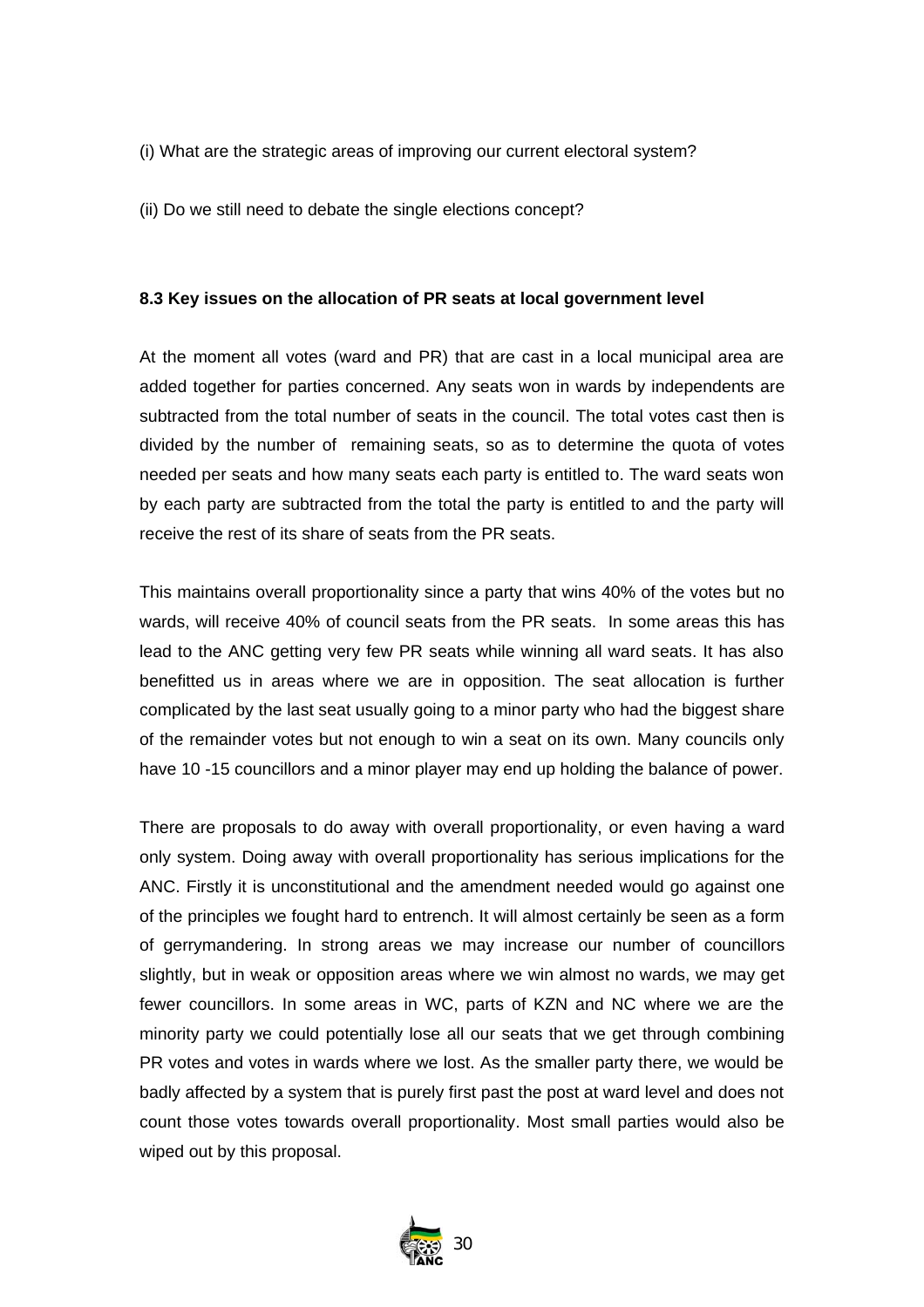(i) What are the strategic areas of improving our current electoral system?

(ii) Do we still need to debate the single elections concept?

**8.3 Key issues on the allocation of PR seats at local government level**

At the moment all votes (ward and PR) that are cast in a local municipal area are added together for parties concerned. Any seats won in wards by independents are subtracted from the total number of seats in the council. The total votes cast then is divided by the number of remaining seats, so as to determine the quota of votes needed per seats and how many seats each party is entitled to. The ward seats won by each party are subtracted from the total the party is entitled to and the party will receive the rest of its share of seats from the PR seats.

This maintains overall proportionality since a party that wins 40% of the votes but no wards, will receive 40% of council seats from the PR seats. In some areas this has lead to the ANC getting very few PR seats while winning all ward seats. It has also benefitted us in areas where we are in opposition. The seat allocation is further complicated by the last seat usually going to a minor party who had the biggest share of the remainder votes but not enough to win a seat on its own. Many councils only have 10 -15 councillors and a minor player may end up holding the balance of power.

There are proposals to do away with overall proportionality, or even having a ward only system. Doing away with overall proportionality has serious implications for the ANC. Firstly it is unconstitutional and the amendment needed would go against one of the principles we fought hard to entrench. It will almost certainly be seen as a form of gerrymandering. In strong areas we may increase our number of councillors slightly, but in weak or opposition areas where we win almost no wards, we may get fewer councillors. In some areas in WC, parts of KZN and NC where we are the minority party we could potentially lose all our seats that we get through combining PR votes and votes in wards where we lost. As the smaller party there, we would be badly affected by a system that is purely first past the post at ward level and does not count those votes towards overall proportionality. Most small parties would also be wiped out by this proposal.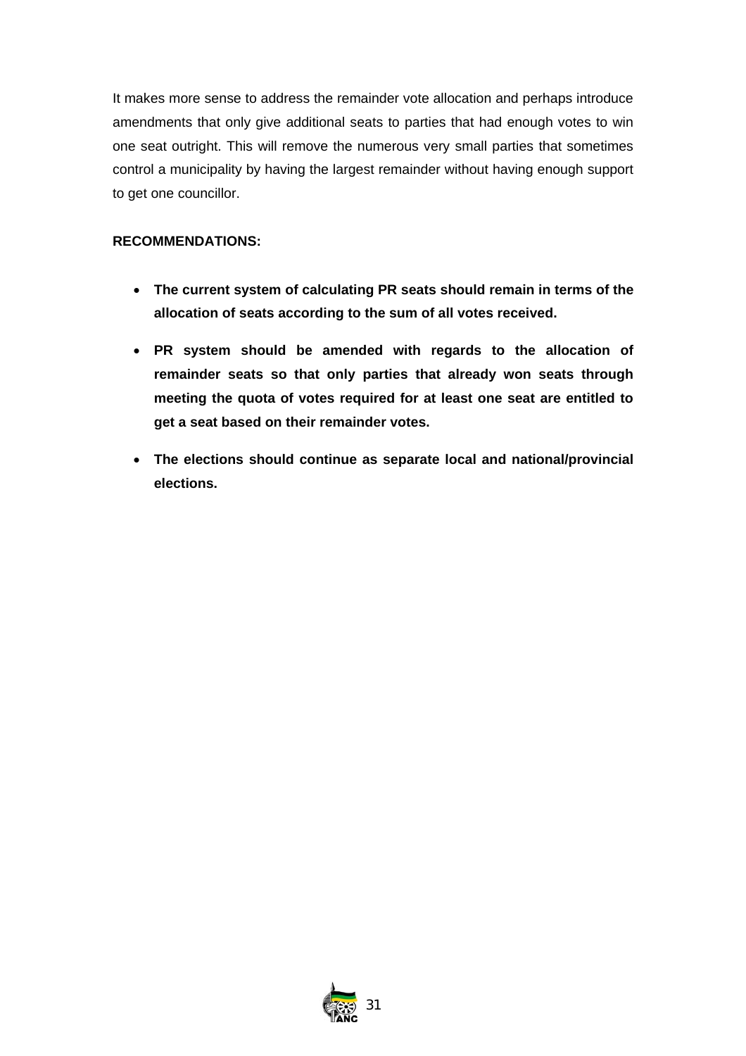It makes more sense to address the remainder vote allocation and perhaps introduce amendments that only give additional seats to parties that had enough votes to win one seat outright. This will remove the numerous very small parties that sometimes control a municipality by having the largest remainder without having enough support to get one councillor.

**RECOMMENDATIONS:**

- **The current system of calculating PR seats should remain in terms of the allocation of seats according to the sum of all votes received.**
- **PR system should be amended with regards to the allocation of remainder seats so that only parties that already won seats through meeting the quota of votes required for at least one seat are entitled to get a seat based on their remainder votes.**
- **The elections should continue as separate local and national/provincial elections.**